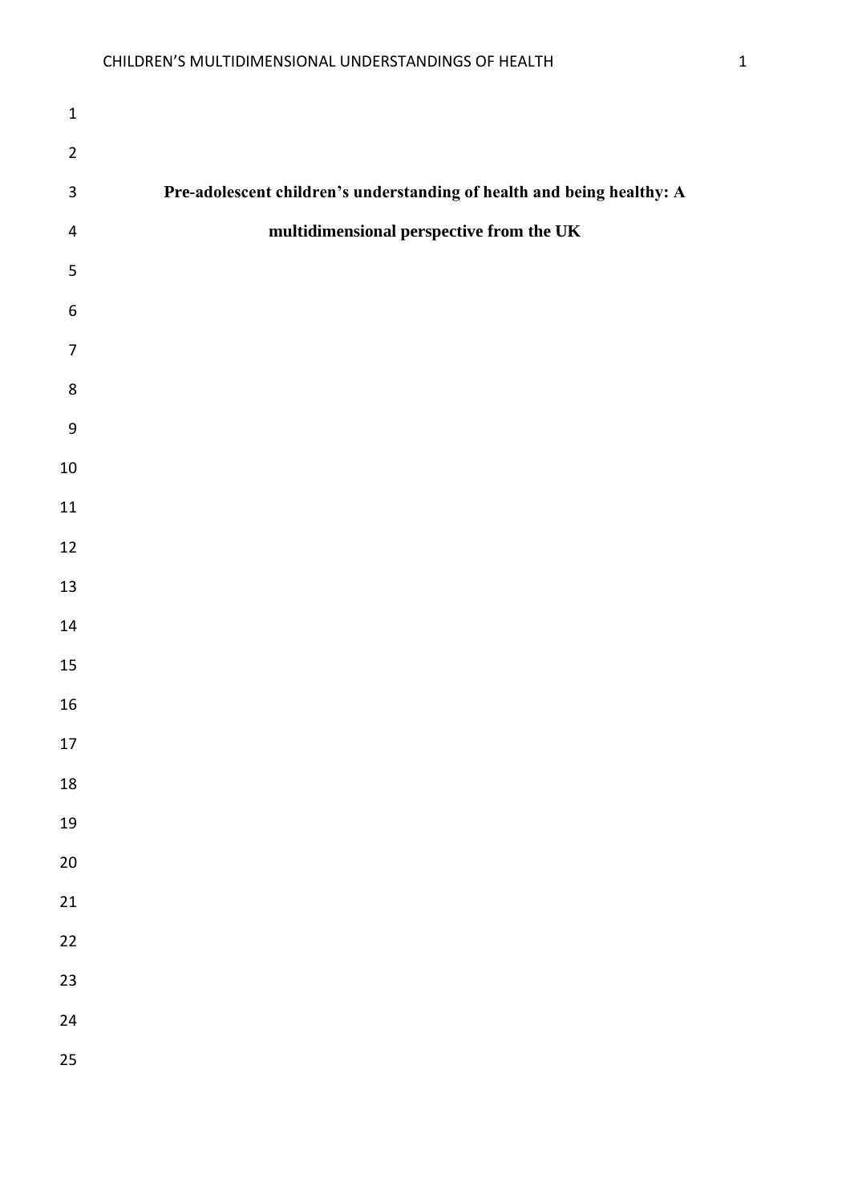# Pre-adolescent children's understanding of health and being healthy: A multidimensional perspective from the UK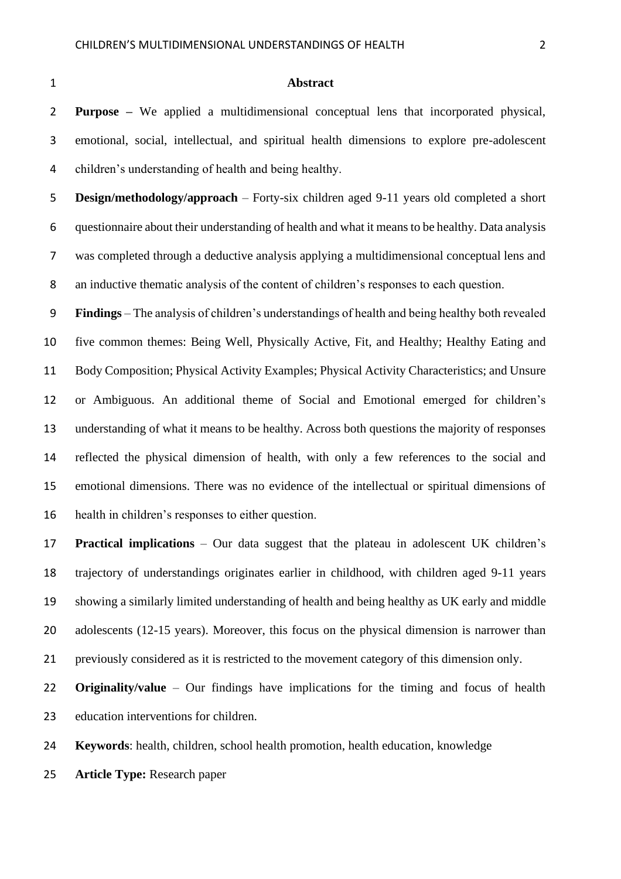## Abstract

**Purpose** – We applied a multidimensional conceptual lens that incorporated physical, emotional, social, intellectual, and spiritual health dimensions to explore pre-adolescent children's understanding of health and being healthy.

**Design/methodology/approach** – Forty-six children aged 9-11 years old completed a short questionnaire about their understanding of health and what it means to be healthy. Data analysis was completed through a deductive analysis applying a multidimensional conceptual lens and an inductive thematic analysis of the content of children's responses to each question.

**Findings** – The analysis of children's understandings of health and being healthy both revealed five common themes: Being Well, Physically Active, Fit, and Healthy; Healthy Eating and Body Composition; Physical Activity Examples; Physical Activity Characteristics; and Unsure or Ambiguous. An additional theme of Social and Emotional emerged for children's understanding of what it means to be healthy. Across both questions the majority of responses reflected the physical dimension of health, with only a few references to the social and emotional dimensions. There was no evidence of the intellectual or spiritual dimensions of health in children's responses to either question.

**Practical implications** – Our data suggest that the plateau in adolescent UK children's trajectory of understandings originates earlier in childhood, with children aged 9-11 years showing a similarly limited understanding of health and being healthy as UK early and middle adolescents (12-15 years). Moreover, this focus on the physical dimension is narrower than previously considered as it is restricted to the movement category of this dimension only.

**Originality/value** – Our findings have implications for the timing and focus of health education interventions for children.

**Keywords**: health, children, school health promotion, health education, knowledge

**Article Type:** Research paper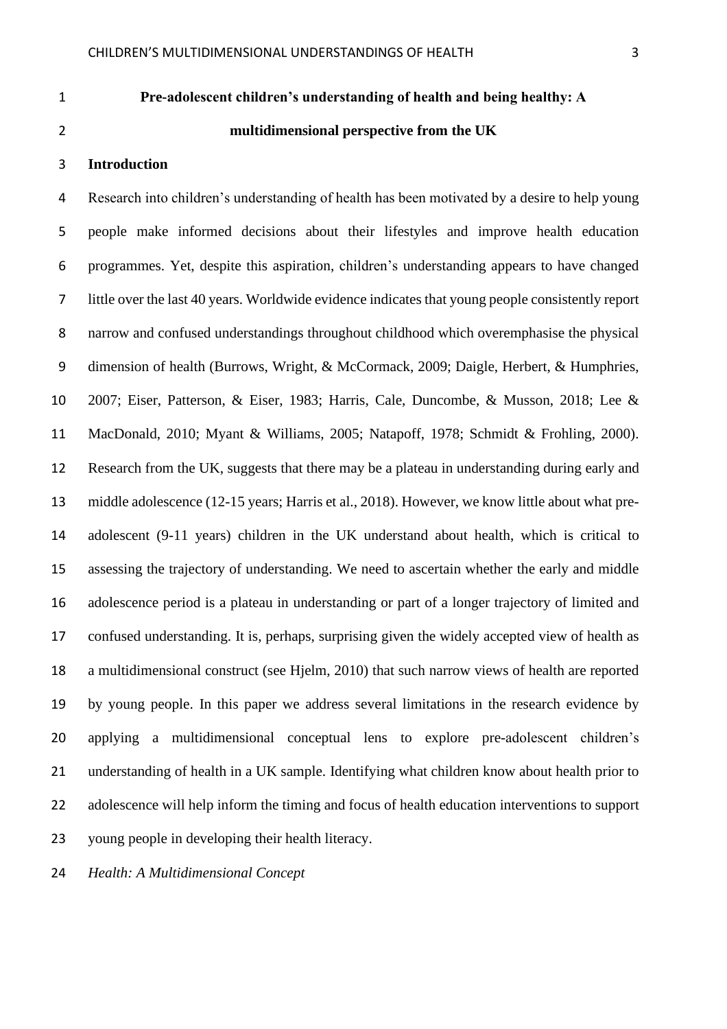# Pre-adolescent children's understanding of health and being healthy: A multidimensional perspective from the UK

## Introduction

Research into children's understanding of health has been motivated by a desire to help young people make informed decisions about their lifestyles and improve health education programmes. Yet, despite this aspiration, children's understanding appears to have changed little over the last 40 years. Worldwide evidence indicates that young people consistently report narrow and confused understandings throughout childhood which overemphasise the physical dimension of health (Burrows, Wright, & McCormack, 2009; Daigle, Herbert, & Humphries, 2007; Eiser, Patterson, & Eiser, 1983; Harris, Cale, Duncombe, & Musson, 2018; Lee & MacDonald, 2010; Myant & Williams, 2005; Natapoff, 1978; Schmidt & Frohling, 2000). Research from the UK, suggests that there may be a plateau in understanding during early and middle adolescence (12-15 years; Harris et al., 2018). However, we know little about what pre-adolescent (9-11 years) children in the UK understand about health, which is critical to assessing the trajectory of understanding. We need to ascertain whether the early and middle adolescence period is a plateau in understanding or part of a longer trajectory of limited and confused understanding. It is, perhaps, surprising given the widely accepted view of health as a multidimensional construct (see Hjelm, 2010) that such narrow views of health are reported by young people. In this paper we address several limitations in the research evidence by applying a multidimensional conceptual lens to explore pre-adolescent children's understanding of health in a UK sample. Identifying what children know about health prior to adolescence will help inform the timing and focus of health education interventions to support young people in developing their health literacy.

### *Health: A Multidimensional Concept*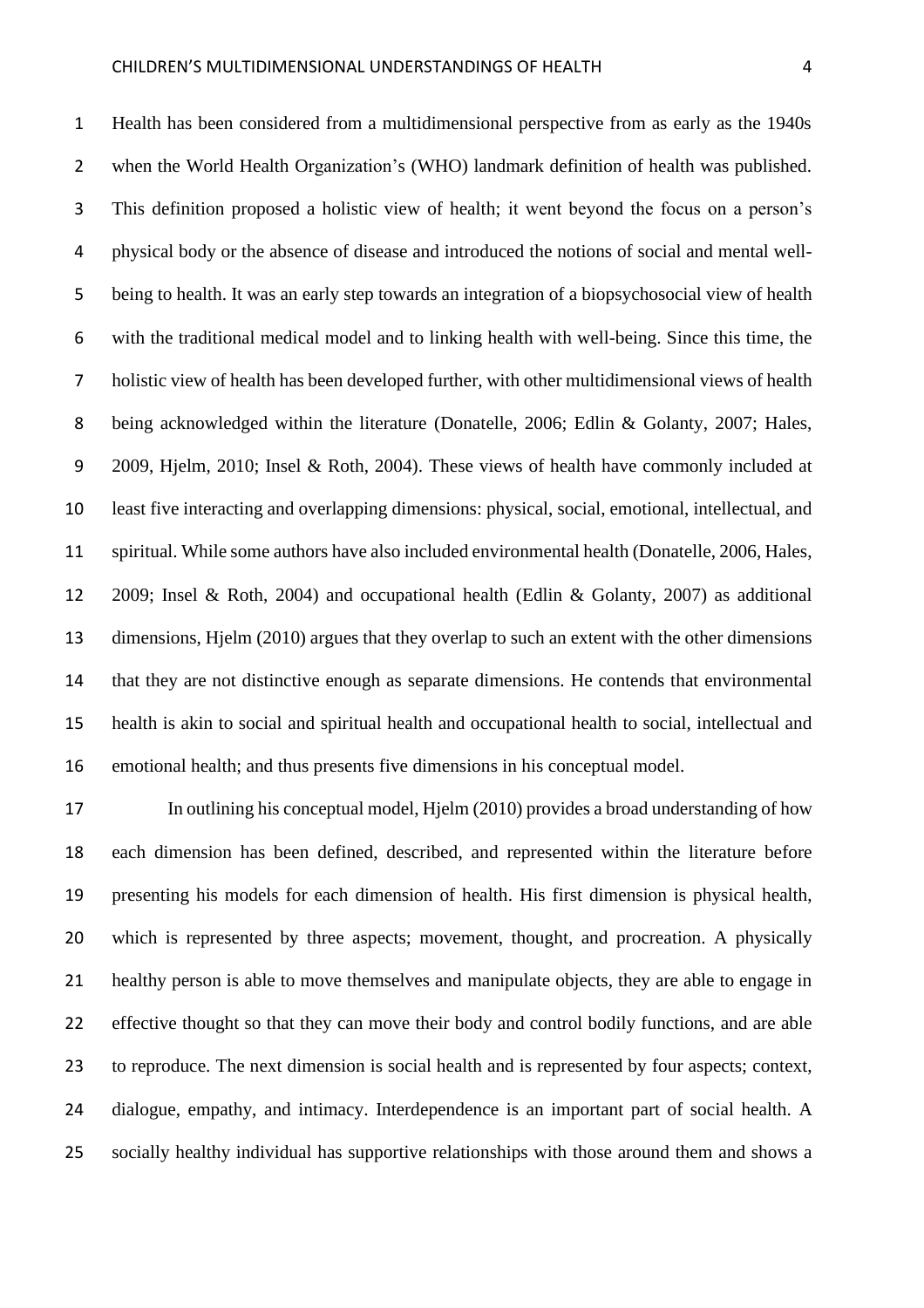Health has been considered from a multidimensional perspective from as early as the 1940s when the World Health Organization's (WHO) landmark definition of health was published. This definition proposed a holistic view of health; it went beyond the focus on a person's physical body or the absence of disease and introduced the notions of social and mental well-being to health. It was an early step towards an integration of a biopsychosocial view of health with the traditional medical model and to linking health with well-being. Since this time, the holistic view of health has been developed further, with other multidimensional views of health being acknowledged within the literature (Donatelle, 2006; Edlin & Golanty, 2007; Hales, 2009, Hjelm, 2010; Insel & Roth, 2004). These views of health have commonly included at least five interacting and overlapping dimensions: physical, social, emotional, intellectual, and spiritual. While some authors have also included environmental health (Donatelle, 2006, Hales, 2009; Insel & Roth, 2004) and occupational health (Edlin & Golanty, 2007) as additional dimensions, Hjelm (2010) argues that they overlap to such an extent with the other dimensions that they are not distinctive enough as separate dimensions. He contends that environmental health is akin to social and spiritual health and occupational health to social, intellectual and emotional health; and thus presents five dimensions in his conceptual model.

In outlining his conceptual model, Hjelm (2010) provides a broad understanding of how each dimension has been defined, described, and represented within the literature before presenting his models for each dimension of health. His first dimension is physical health, which is represented by three aspects; movement, thought, and procreation. A physically healthy person is able to move themselves and manipulate objects, they are able to engage in effective thought so that they can move their body and control bodily functions, and are able to reproduce. The next dimension is social health and is represented by four aspects; context, dialogue, empathy, and intimacy. Interdependence is an important part of social health. A socially healthy individual has supportive relationships with those around them and shows a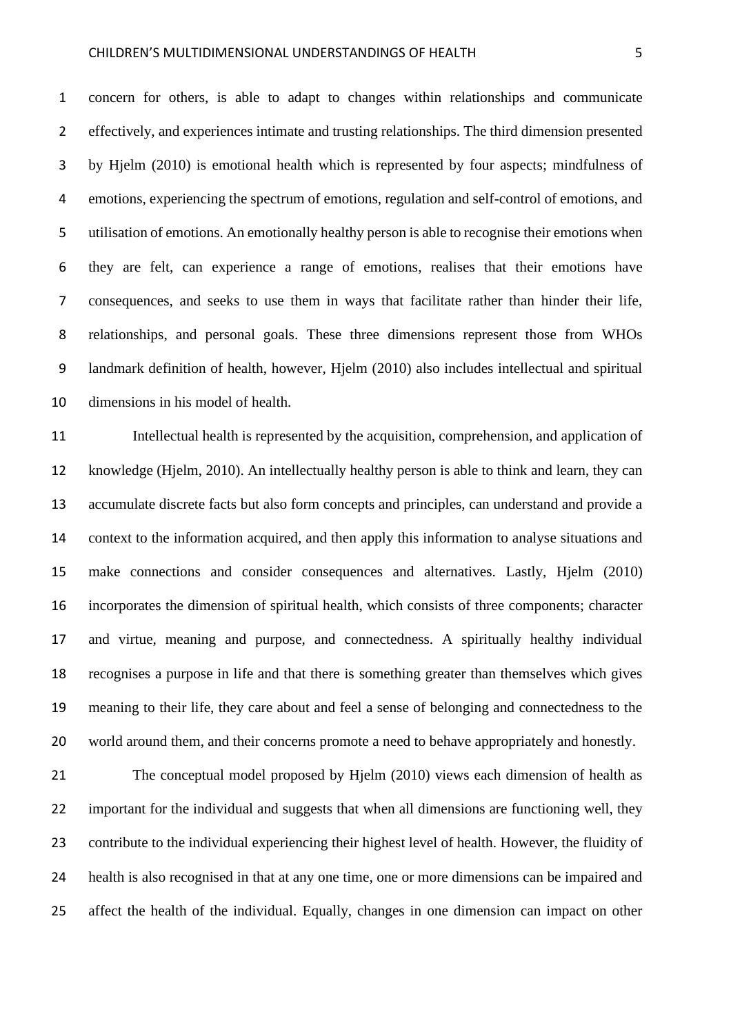concern for others, is able to adapt to changes within relationships and communicate effectively, and experiences intimate and trusting relationships. The third dimension presented by Hjelm (2010) is emotional health which is represented by four aspects; mindfulness of emotions, experiencing the spectrum of emotions, regulation and self-control of emotions, and utilisation of emotions. An emotionally healthy person is able to recognise their emotions when they are felt, can experience a range of emotions, realises that their emotions have consequences, and seeks to use them in ways that facilitate rather than hinder their life, relationships, and personal goals. These three dimensions represent those from WHOs landmark definition of health, however, Hjelm (2010) also includes intellectual and spiritual dimensions in his model of health.

Intellectual health is represented by the acquisition, comprehension, and application of knowledge (Hjelm, 2010). An intellectually healthy person is able to think and learn, they can accumulate discrete facts but also form concepts and principles, can understand and provide a context to the information acquired, and then apply this information to analyse situations and make connections and consider consequences and alternatives. Lastly, Hjelm (2010) incorporates the dimension of spiritual health, which consists of three components; character and virtue, meaning and purpose, and connectedness. A spiritually healthy individual recognises a purpose in life and that there is something greater than themselves which gives meaning to their life, they care about and feel a sense of belonging and connectedness to the world around them, and their concerns promote a need to behave appropriately and honestly.

The conceptual model proposed by Hjelm (2010) views each dimension of health as important for the individual and suggests that when all dimensions are functioning well, they contribute to the individual experiencing their highest level of health. However, the fluidity of health is also recognised in that at any one time, one or more dimensions can be impaired and affect the health of the individual. Equally, changes in one dimension can impact on other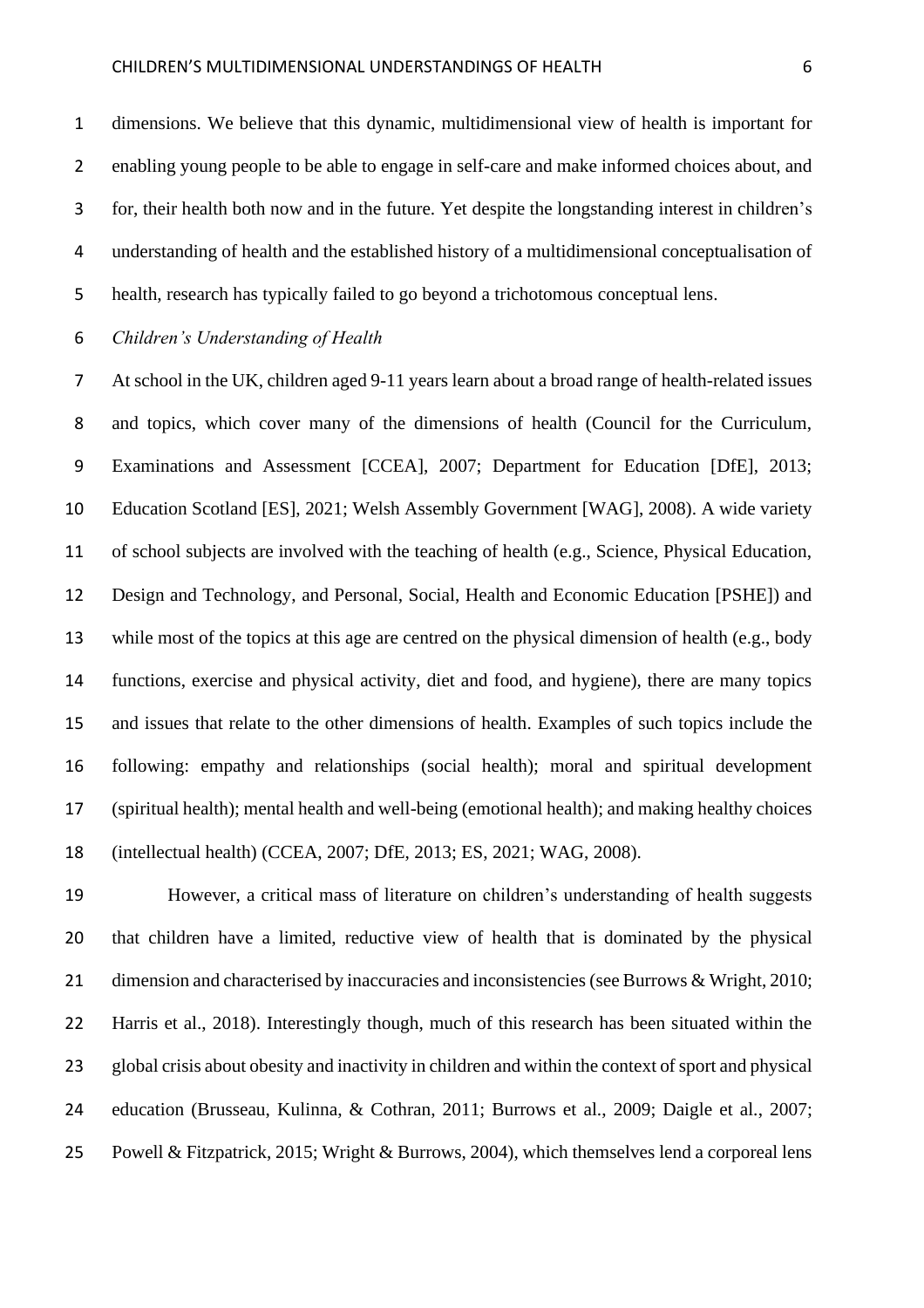dimensions. We believe that this dynamic, multidimensional view of health is important for enabling young people to be able to engage in self-care and make informed choices about, and for, their health both now and in the future. Yet despite the longstanding interest in children's understanding of health and the established history of a multidimensional conceptualisation of health, research has typically failed to go beyond a trichotomous conceptual lens.

*Children's Understanding of Health*

At school in the UK, children aged 9-11 years learn about a broad range of health-related issues and topics, which cover many of the dimensions of health (Council for the Curriculum, Examinations and Assessment [CCEA], 2007; Department for Education [DfE], 2013; Education Scotland [ES], 2021; Welsh Assembly Government [WAG], 2008). A wide variety of school subjects are involved with the teaching of health (e.g., Science, Physical Education, Design and Technology, and Personal, Social, Health and Economic Education [PSHE]) and while most of the topics at this age are centred on the physical dimension of health (e.g., body functions, exercise and physical activity, diet and food, and hygiene), there are many topics and issues that relate to the other dimensions of health. Examples of such topics include the following: empathy and relationships (social health); moral and spiritual development (spiritual health); mental health and well-being (emotional health); and making healthy choices (intellectual health) (CCEA, 2007; DfE, 2013; ES, 2021; WAG, 2008).

However, a critical mass of literature on children's understanding of health suggests that children have a limited, reductive view of health that is dominated by the physical dimension and characterised by inaccuracies and inconsistencies (see Burrows & Wright, 2010; Harris et al., 2018). Interestingly though, much of this research has been situated within the global crisis about obesity and inactivity in children and within the context of sport and physical education (Brusseau, Kulinna, & Cothran, 2011; Burrows et al., 2009; Daigle et al., 2007; Powell & Fitzpatrick, 2015; Wright & Burrows, 2004), which themselves lend a corporeal lens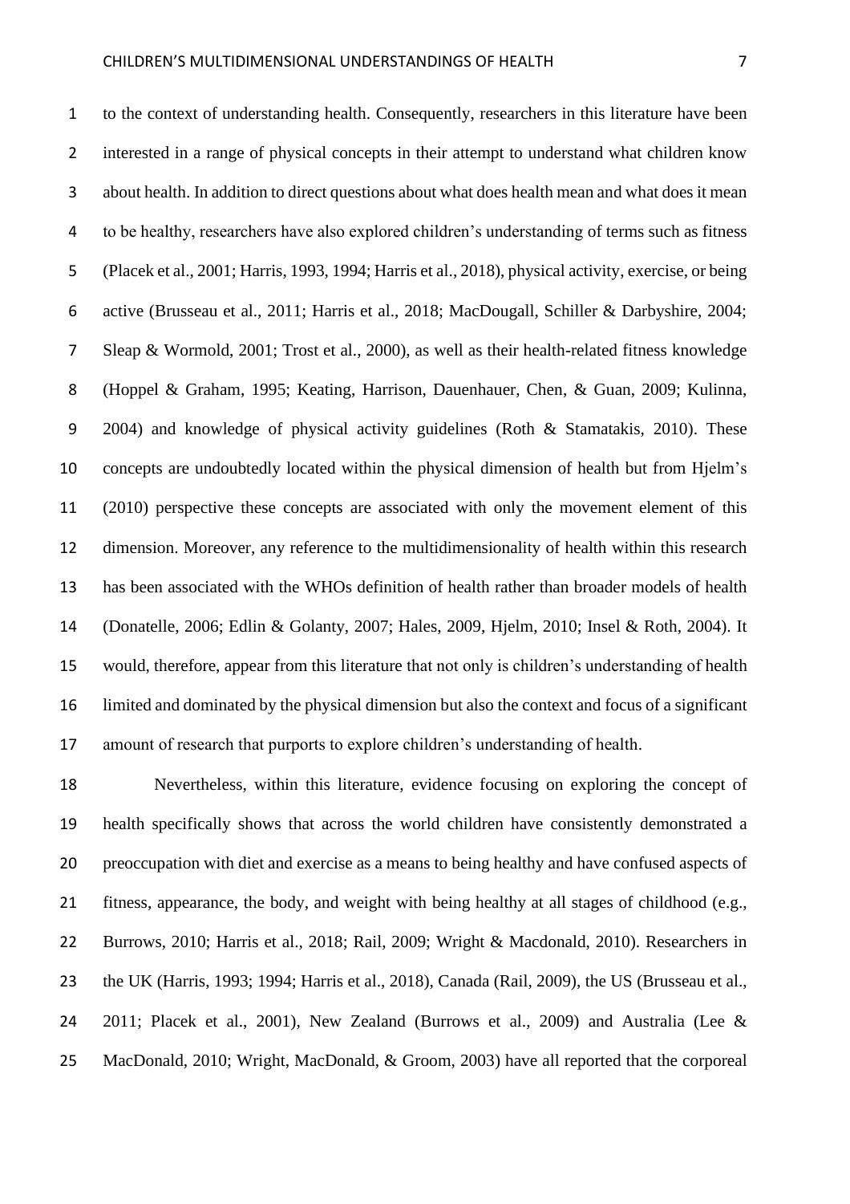to the context of understanding health. Consequently, researchers in this literature have been interested in a range of physical concepts in their attempt to understand what children know about health. In addition to direct questions about what does health mean and what does it mean to be healthy, researchers have also explored children's understanding of terms such as fitness (Placek et al., 2001; Harris, 1993, 1994; Harris et al., 2018), physical activity, exercise, or being active (Brusseau et al., 2011; Harris et al., 2018; MacDougall, Schiller & Darbyshire, 2004; Sleap & Wormold, 2001; Trost et al., 2000), as well as their health-related fitness knowledge (Hoppel & Graham, 1995; Keating, Harrison, Dauenhauer, Chen, & Guan, 2009; Kulinna, 2004) and knowledge of physical activity guidelines (Roth & Stamatakis, 2010). These concepts are undoubtedly located within the physical dimension of health but from Hjelm's (2010) perspective these concepts are associated with only the movement element of this dimension. Moreover, any reference to the multidimensionality of health within this research has been associated with the WHOs definition of health rather than broader models of health (Donatelle, 2006; Edlin & Golanty, 2007; Hales, 2009, Hjelm, 2010; Insel & Roth, 2004). It would, therefore, appear from this literature that not only is children's understanding of health limited and dominated by the physical dimension but also the context and focus of a significant amount of research that purports to explore children's understanding of health.

Nevertheless, within this literature, evidence focusing on exploring the concept of health specifically shows that across the world children have consistently demonstrated a preoccupation with diet and exercise as a means to being healthy and have confused aspects of fitness, appearance, the body, and weight with being healthy at all stages of childhood (e.g., Burrows, 2010; Harris et al., 2018; Rail, 2009; Wright & Macdonald, 2010). Researchers in the UK (Harris, 1993; 1994; Harris et al., 2018), Canada (Rail, 2009), the US (Brusseau et al., 2011; Placek et al., 2001), New Zealand (Burrows et al., 2009) and Australia (Lee & MacDonald, 2010; Wright, MacDonald, & Groom, 2003) have all reported that the corporeal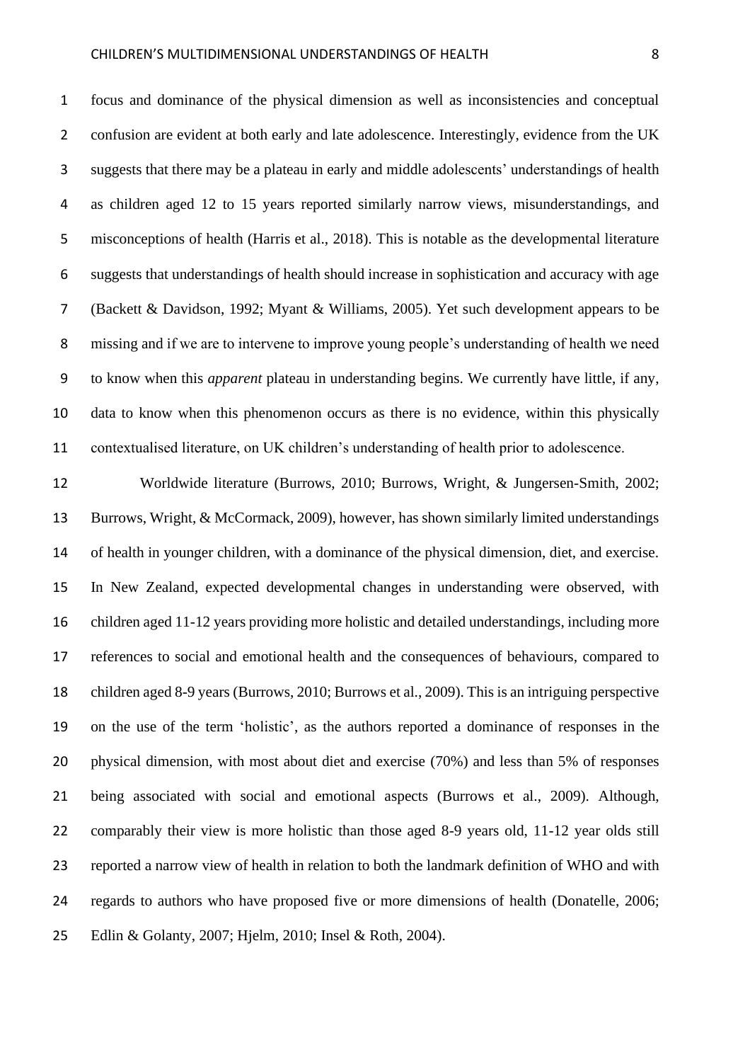focus and dominance of the physical dimension as well as inconsistencies and conceptual confusion are evident at both early and late adolescence. Interestingly, evidence from the UK suggests that there may be a plateau in early and middle adolescents' understandings of health as children aged 12 to 15 years reported similarly narrow views, misunderstandings, and misconceptions of health (Harris et al., 2018). This is notable as the developmental literature suggests that understandings of health should increase in sophistication and accuracy with age (Backett & Davidson, 1992; Myant & Williams, 2005). Yet such development appears to be missing and if we are to intervene to improve young people's understanding of health we need to know when this *apparent* plateau in understanding begins. We currently have little, if any, data to know when this phenomenon occurs as there is no evidence, within this physically contextualised literature, on UK children's understanding of health prior to adolescence.

Worldwide literature (Burrows, 2010; Burrows, Wright, & Jungersen-Smith, 2002; Burrows, Wright, & McCormack, 2009), however, has shown similarly limited understandings of health in younger children, with a dominance of the physical dimension, diet, and exercise. In New Zealand, expected developmental changes in understanding were observed, with children aged 11-12 years providing more holistic and detailed understandings, including more references to social and emotional health and the consequences of behaviours, compared to children aged 8-9 years (Burrows, 2010; Burrows et al., 2009). This is an intriguing perspective on the use of the term 'holistic', as the authors reported a dominance of responses in the physical dimension, with most about diet and exercise (70%) and less than 5% of responses being associated with social and emotional aspects (Burrows et al., 2009). Although, comparably their view is more holistic than those aged 8-9 years old, 11-12 year olds still reported a narrow view of health in relation to both the landmark definition of WHO and with regards to authors who have proposed five or more dimensions of health (Donatelle, 2006; Edlin & Golanty, 2007; Hjelm, 2010; Insel & Roth, 2004).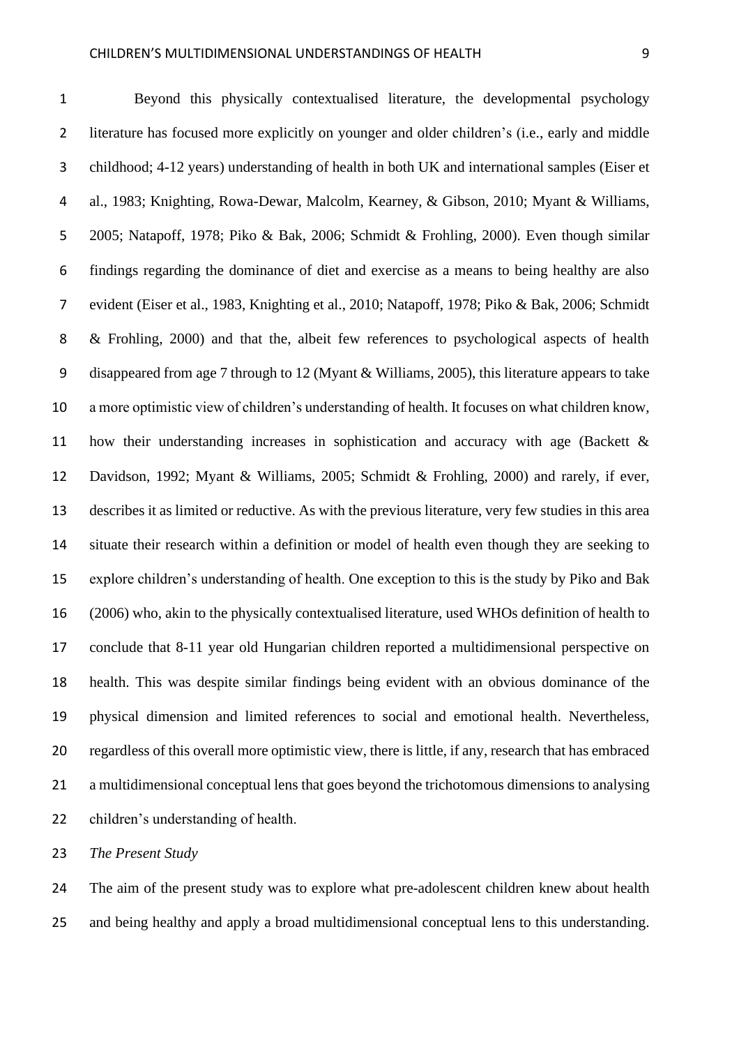Beyond this physically contextualised literature, the developmental psychology literature has focused more explicitly on younger and older children's (i.e., early and middle childhood; 4-12 years) understanding of health in both UK and international samples (Eiser et al., 1983; Knighting, Rowa-Dewar, Malcolm, Kearney, & Gibson, 2010; Myant & Williams, 2005; Natapoff, 1978; Piko & Bak, 2006; Schmidt & Frohling, 2000). Even though similar findings regarding the dominance of diet and exercise as a means to being healthy are also evident (Eiser et al., 1983, Knighting et al., 2010; Natapoff, 1978; Piko & Bak, 2006; Schmidt & Frohling, 2000) and that the, albeit few references to psychological aspects of health disappeared from age 7 through to 12 (Myant & Williams, 2005), this literature appears to take a more optimistic view of children's understanding of health. It focuses on what children know, how their understanding increases in sophistication and accuracy with age (Backett & Davidson, 1992; Myant & Williams, 2005; Schmidt & Frohling, 2000) and rarely, if ever, describes it as limited or reductive. As with the previous literature, very few studies in this area situate their research within a definition or model of health even though they are seeking to explore children's understanding of health. One exception to this is the study by Piko and Bak (2006) who, akin to the physically contextualised literature, used WHOs definition of health to conclude that 8-11 year old Hungarian children reported a multidimensional perspective on health. This was despite similar findings being evident with an obvious dominance of the physical dimension and limited references to social and emotional health. Nevertheless, regardless of this overall more optimistic view, there is little, if any, research that has embraced a multidimensional conceptual lens that goes beyond the trichotomous dimensions to analysing children's understanding of health.

*The Present Study*

The aim of the present study was to explore what pre-adolescent children knew about health and being healthy and apply a broad multidimensional conceptual lens to this understanding.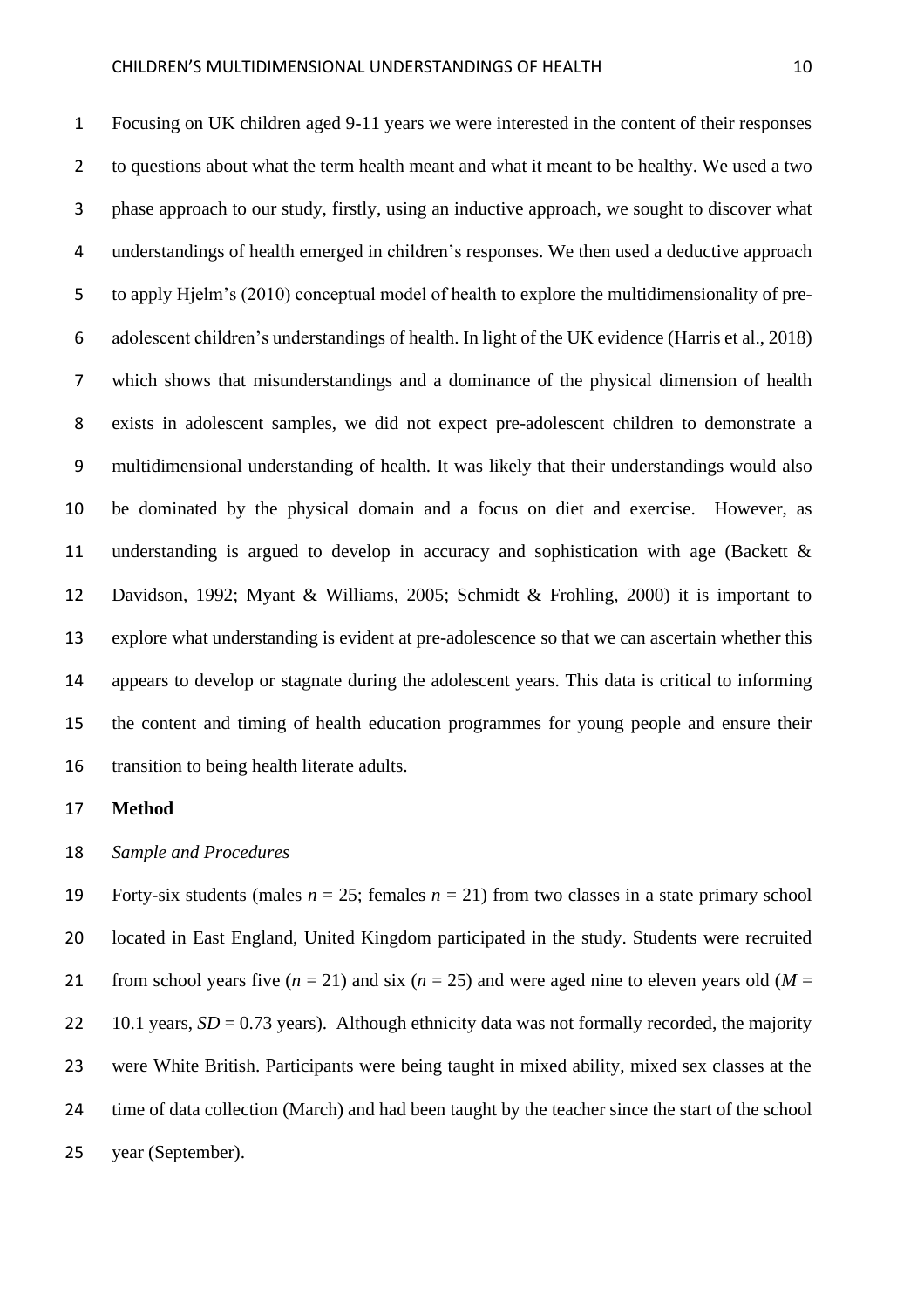Focusing on UK children aged 9-11 years we were interested in the content of their responses to questions about what the term health meant and what it meant to be healthy. We used a two phase approach to our study, firstly, using an inductive approach, we sought to discover what understandings of health emerged in children's responses. We then used a deductive approach to apply Hjelm's (2010) conceptual model of health to explore the multidimensionality of pre-adolescent children's understandings of health. In light of the UK evidence (Harris et al., 2018) which shows that misunderstandings and a dominance of the physical dimension of health exists in adolescent samples, we did not expect pre-adolescent children to demonstrate a multidimensional understanding of health. It was likely that their understandings would also be dominated by the physical domain and a focus on diet and exercise. However, as understanding is argued to develop in accuracy and sophistication with age (Backett & Davidson, 1992; Myant & Williams, 2005; Schmidt & Frohling, 2000) it is important to explore what understanding is evident at pre-adolescence so that we can ascertain whether this appears to develop or stagnate during the adolescent years. This data is critical to informing the content and timing of health education programmes for young people and ensure their transition to being health literate adults.

## Method

### *Sample and Procedures*

Forty-six students (males $n$ = 25; females $n$ = 21) from two classes in a state primary school located in East England, United Kingdom participated in the study. Students were recruited from school years five ($n$ = 21) and six ($n$ = 25) and were aged nine to eleven years old ($M$ = 10.1 years, $SD$ = 0.73 years). Although ethnicity data was not formally recorded, the majority were White British. Participants were being taught in mixed ability, mixed sex classes at the time of data collection (March) and had been taught by the teacher since the start of the school year (September).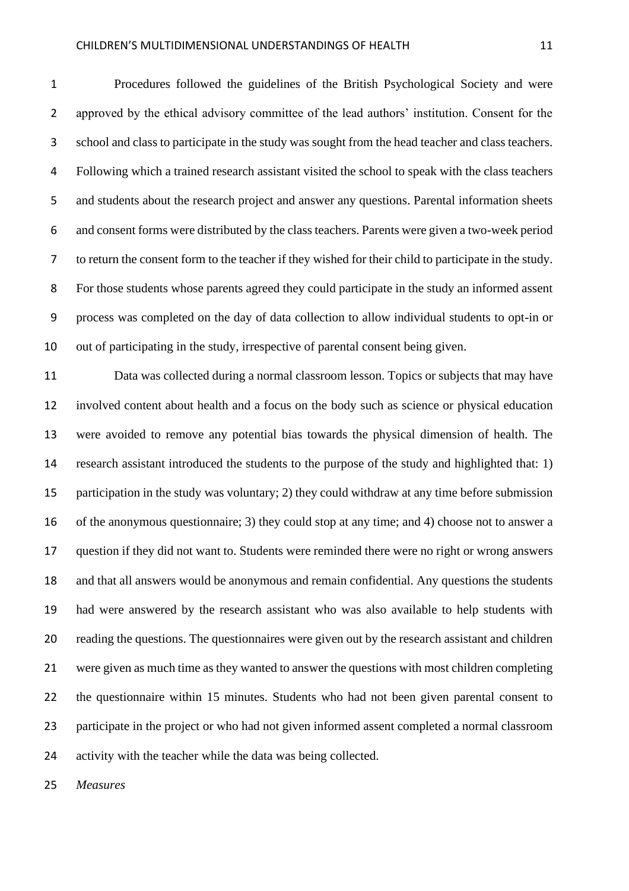Procedures followed the guidelines of the British Psychological Society and were approved by the ethical advisory committee of the lead authors' institution. Consent for the school and class to participate in the study was sought from the head teacher and class teachers. Following which a trained research assistant visited the school to speak with the class teachers and students about the research project and answer any questions. Parental information sheets and consent forms were distributed by the class teachers. Parents were given a two-week period to return the consent form to the teacher if they wished for their child to participate in the study. For those students whose parents agreed they could participate in the study an informed assent process was completed on the day of data collection to allow individual students to opt-in or out of participating in the study, irrespective of parental consent being given.

Data was collected during a normal classroom lesson. Topics or subjects that may have involved content about health and a focus on the body such as science or physical education were avoided to remove any potential bias towards the physical dimension of health. The research assistant introduced the students to the purpose of the study and highlighted that: 1) participation in the study was voluntary; 2) they could withdraw at any time before submission of the anonymous questionnaire; 3) they could stop at any time; and 4) choose not to answer a question if they did not want to. Students were reminded there were no right or wrong answers and that all answers would be anonymous and remain confidential. Any questions the students had were answered by the research assistant who was also available to help students with reading the questions. The questionnaires were given out by the research assistant and children were given as much time as they wanted to answer the questions with most children completing the questionnaire within 15 minutes. Students who had not been given parental consent to participate in the project or who had not given informed assent completed a normal classroom activity with the teacher while the data was being collected.

*Measures*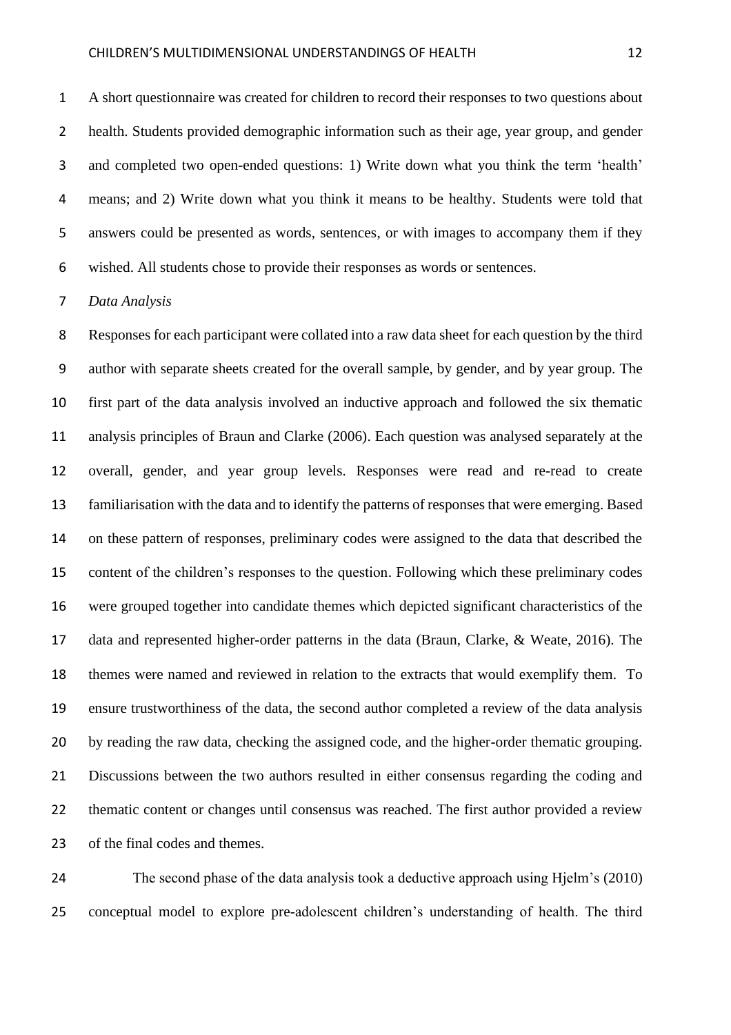A short questionnaire was created for children to record their responses to two questions about health. Students provided demographic information such as their age, year group, and gender and completed two open-ended questions: 1) Write down what you think the term 'health' means; and 2) Write down what you think it means to be healthy. Students were told that answers could be presented as words, sentences, or with images to accompany them if they wished. All students chose to provide their responses as words or sentences.

*Data Analysis*

Responses for each participant were collated into a raw data sheet for each question by the third author with separate sheets created for the overall sample, by gender, and by year group. The first part of the data analysis involved an inductive approach and followed the six thematic analysis principles of Braun and Clarke (2006). Each question was analysed separately at the overall, gender, and year group levels. Responses were read and re-read to create familiarisation with the data and to identify the patterns of responses that were emerging. Based on these pattern of responses, preliminary codes were assigned to the data that described the content of the children's responses to the question. Following which these preliminary codes were grouped together into candidate themes which depicted significant characteristics of the data and represented higher-order patterns in the data (Braun, Clarke, & Weate, 2016). The themes were named and reviewed in relation to the extracts that would exemplify them. To ensure trustworthiness of the data, the second author completed a review of the data analysis by reading the raw data, checking the assigned code, and the higher-order thematic grouping. Discussions between the two authors resulted in either consensus regarding the coding and thematic content or changes until consensus was reached. The first author provided a review of the final codes and themes.

The second phase of the data analysis took a deductive approach using Hjelm's (2010) conceptual model to explore pre-adolescent children's understanding of health. The third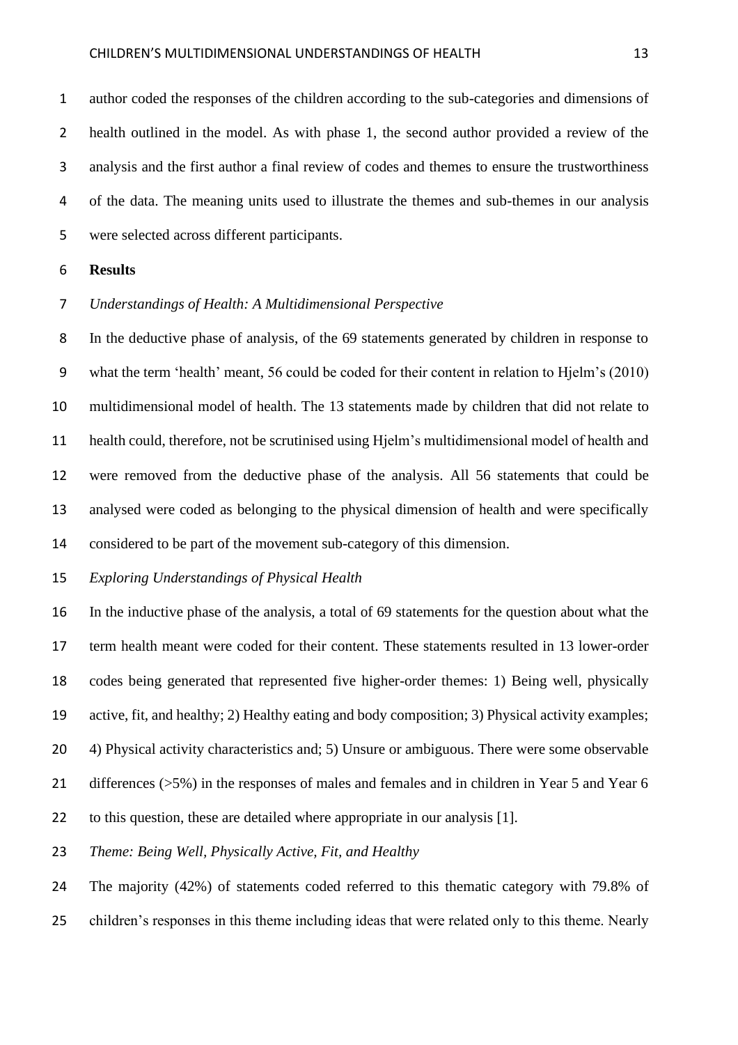author coded the responses of the children according to the sub-categories and dimensions of health outlined in the model. As with phase 1, the second author provided a review of the analysis and the first author a final review of codes and themes to ensure the trustworthiness of the data. The meaning units used to illustrate the themes and sub-themes in our analysis were selected across different participants.

## Results

### *Understandings of Health: A Multidimensional Perspective*

In the deductive phase of analysis, of the 69 statements generated by children in response to what the term 'health' meant, 56 could be coded for their content in relation to Hjelm's (2010) multidimensional model of health. The 13 statements made by children that did not relate to health could, therefore, not be scrutinised using Hjelm's multidimensional model of health and were removed from the deductive phase of the analysis. All 56 statements that could be analysed were coded as belonging to the physical dimension of health and were specifically considered to be part of the movement sub-category of this dimension.

### *Exploring Understandings of Physical Health*

In the inductive phase of the analysis, a total of 69 statements for the question about what the term health meant were coded for their content. These statements resulted in 13 lower-order codes being generated that represented five higher-order themes: 1) Being well, physically active, fit, and healthy; 2) Healthy eating and body composition; 3) Physical activity examples; 4) Physical activity characteristics and; 5) Unsure or ambiguous. There were some observable differences (>5%) in the responses of males and females and in children in Year 5 and Year 6 to this question, these are detailed where appropriate in our analysis [1].

### *Theme: Being Well, Physically Active, Fit, and Healthy*

The majority (42%) of statements coded referred to this thematic category with 79.8% of children's responses in this theme including ideas that were related only to this theme. Nearly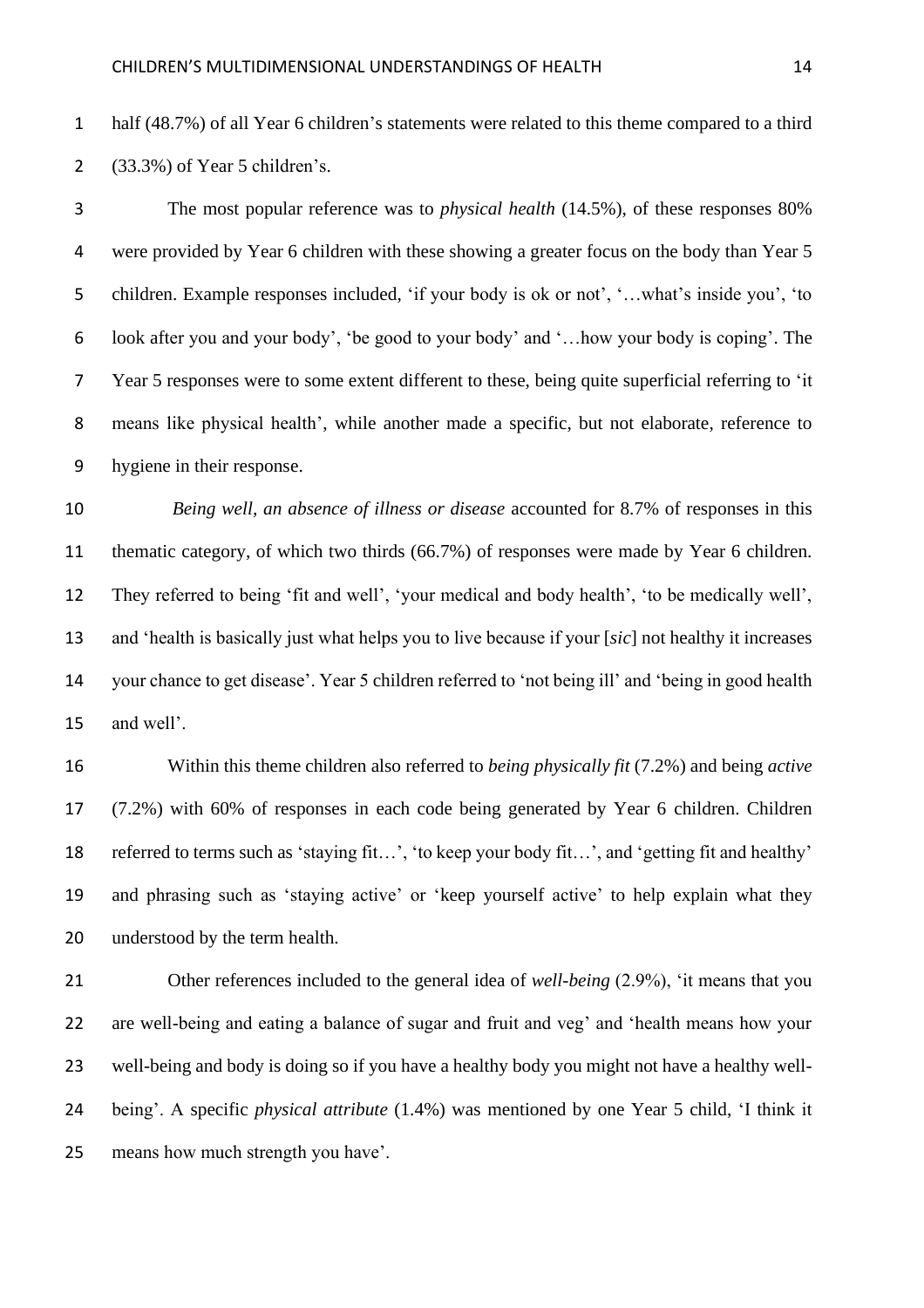half (48.7%) of all Year 6 children's statements were related to this theme compared to a third (33.3%) of Year 5 children's.

The most popular reference was to *physical health* (14.5%), of these responses 80% were provided by Year 6 children with these showing a greater focus on the body than Year 5 children. Example responses included, 'if your body is ok or not', '…what's inside you', 'to look after you and your body', 'be good to your body' and '…how your body is coping'. The Year 5 responses were to some extent different to these, being quite superficial referring to 'it means like physical health', while another made a specific, but not elaborate, reference to hygiene in their response.

*Being well, an absence of illness or disease* accounted for 8.7% of responses in this thematic category, of which two thirds (66.7%) of responses were made by Year 6 children. They referred to being 'fit and well', 'your medical and body health', 'to be medically well', and 'health is basically just what helps you to live because if your [*sic*] not healthy it increases your chance to get disease'. Year 5 children referred to 'not being ill' and 'being in good health and well'.

Within this theme children also referred to *being physically fit* (7.2%) and being *active* (7.2%) with 60% of responses in each code being generated by Year 6 children. Children referred to terms such as 'staying fit…', 'to keep your body fit…', and 'getting fit and healthy' and phrasing such as 'staying active' or 'keep yourself active' to help explain what they understood by the term health.

Other references included to the general idea of *well-being* (2.9%), 'it means that you are well-being and eating a balance of sugar and fruit and veg' and 'health means how your well-being and body is doing so if you have a healthy body you might not have a healthy well-being'. A specific *physical attribute* (1.4%) was mentioned by one Year 5 child, 'I think it means how much strength you have'.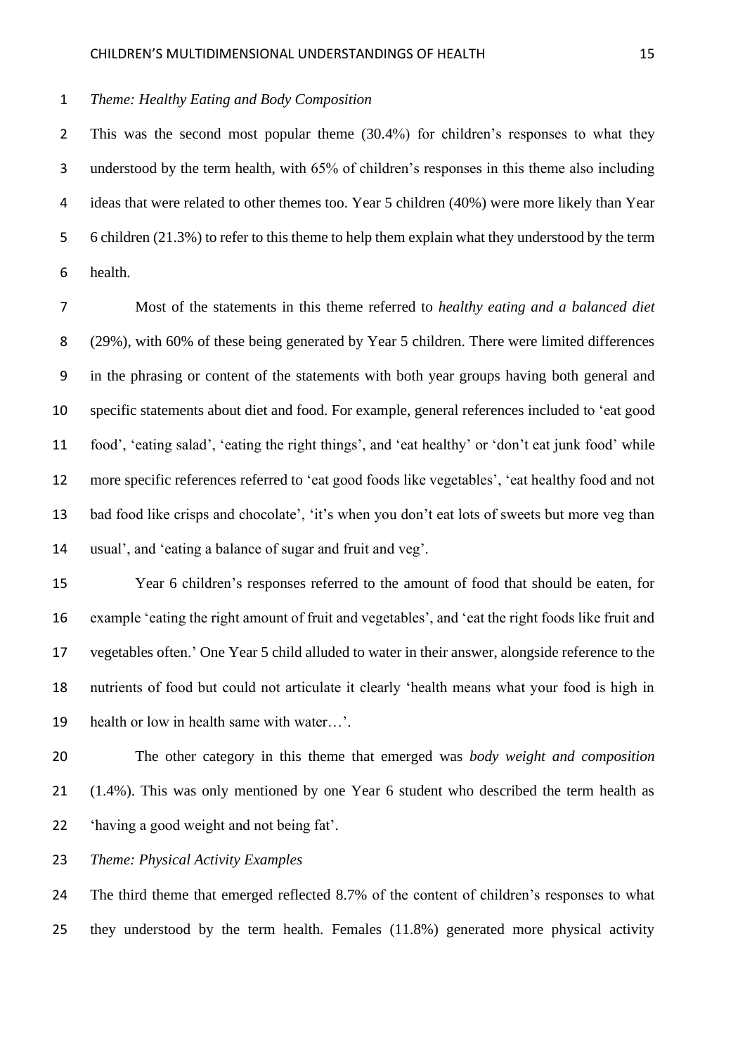*Theme: Healthy Eating and Body Composition*

This was the second most popular theme (30.4%) for children's responses to what they understood by the term health, with 65% of children's responses in this theme also including ideas that were related to other themes too. Year 5 children (40%) were more likely than Year 6 children (21.3%) to refer to this theme to help them explain what they understood by the term health.

Most of the statements in this theme referred to *healthy eating and a balanced diet* (29%), with 60% of these being generated by Year 5 children. There were limited differences in the phrasing or content of the statements with both year groups having both general and specific statements about diet and food. For example, general references included to 'eat good food', 'eating salad', 'eating the right things', and 'eat healthy' or 'don't eat junk food' while more specific references referred to 'eat good foods like vegetables', 'eat healthy food and not bad food like crisps and chocolate', 'it's when you don't eat lots of sweets but more veg than usual', and 'eating a balance of sugar and fruit and veg'.

Year 6 children's responses referred to the amount of food that should be eaten, for example 'eating the right amount of fruit and vegetables', and 'eat the right foods like fruit and vegetables often.' One Year 5 child alluded to water in their answer, alongside reference to the nutrients of food but could not articulate it clearly 'health means what your food is high in health or low in health same with water…'.

The other category in this theme that emerged was *body weight and composition* (1.4%). This was only mentioned by one Year 6 student who described the term health as 'having a good weight and not being fat'.

*Theme: Physical Activity Examples*

The third theme that emerged reflected 8.7% of the content of children's responses to what they understood by the term health. Females (11.8%) generated more physical activity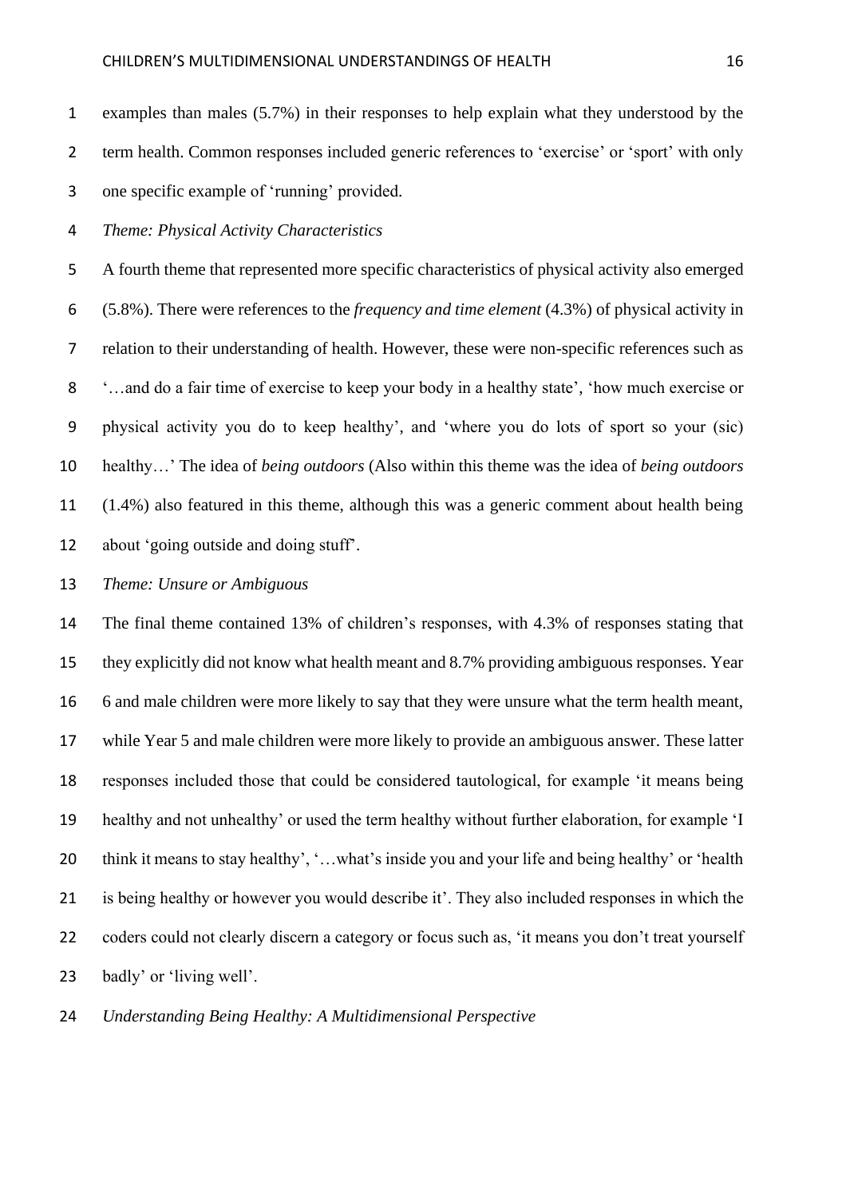examples than males (5.7%) in their responses to help explain what they understood by the term health. Common responses included generic references to 'exercise' or 'sport' with only one specific example of 'running' provided.

*Theme: Physical Activity Characteristics*

A fourth theme that represented more specific characteristics of physical activity also emerged (5.8%). There were references to the *frequency and time element* (4.3%) of physical activity in relation to their understanding of health. However, these were non-specific references such as '…and do a fair time of exercise to keep your body in a healthy state', 'how much exercise or physical activity you do to keep healthy', and 'where you do lots of sport so your (sic) healthy…' The idea of *being outdoors* (Also within this theme was the idea of *being outdoors* (1.4%) also featured in this theme, although this was a generic comment about health being about 'going outside and doing stuff'.

*Theme: Unsure or Ambiguous*

The final theme contained 13% of children's responses, with 4.3% of responses stating that they explicitly did not know what health meant and 8.7% providing ambiguous responses. Year 6 and male children were more likely to say that they were unsure what the term health meant, while Year 5 and male children were more likely to provide an ambiguous answer. These latter responses included those that could be considered tautological, for example 'it means being healthy and not unhealthy' or used the term healthy without further elaboration, for example 'I think it means to stay healthy', '…what's inside you and your life and being healthy' or 'health is being healthy or however you would describe it'. They also included responses in which the coders could not clearly discern a category or focus such as, 'it means you don't treat yourself badly' or 'living well'.

*Understanding Being Healthy: A Multidimensional Perspective*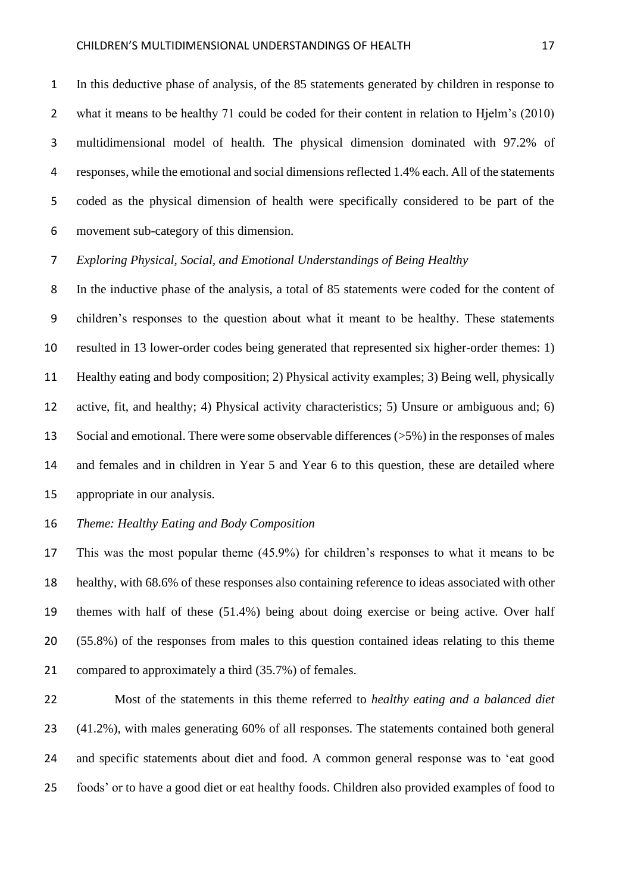In this deductive phase of analysis, of the 85 statements generated by children in response to what it means to be healthy 71 could be coded for their content in relation to Hjelm's (2010) multidimensional model of health. The physical dimension dominated with 97.2% of responses, while the emotional and social dimensions reflected 1.4% each. All of the statements coded as the physical dimension of health were specifically considered to be part of the movement sub-category of this dimension.

*Exploring Physical, Social, and Emotional Understandings of Being Healthy*

In the inductive phase of the analysis, a total of 85 statements were coded for the content of children's responses to the question about what it meant to be healthy. These statements resulted in 13 lower-order codes being generated that represented six higher-order themes: 1) Healthy eating and body composition; 2) Physical activity examples; 3) Being well, physically active, fit, and healthy; 4) Physical activity characteristics; 5) Unsure or ambiguous and; 6) Social and emotional. There were some observable differences (>5%) in the responses of males and females and in children in Year 5 and Year 6 to this question, these are detailed where appropriate in our analysis.

*Theme: Healthy Eating and Body Composition*

This was the most popular theme (45.9%) for children's responses to what it means to be healthy, with 68.6% of these responses also containing reference to ideas associated with other themes with half of these (51.4%) being about doing exercise or being active. Over half (55.8%) of the responses from males to this question contained ideas relating to this theme compared to approximately a third (35.7%) of females.

Most of the statements in this theme referred to *healthy eating and a balanced diet* (41.2%), with males generating 60% of all responses. The statements contained both general and specific statements about diet and food. A common general response was to 'eat good foods' or to have a good diet or eat healthy foods. Children also provided examples of food to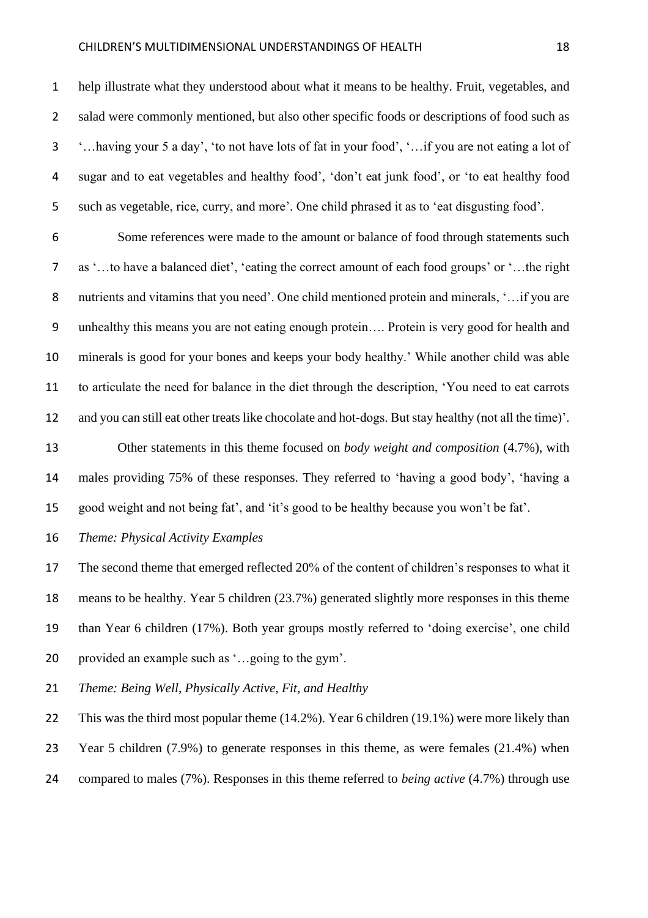help illustrate what they understood about what it means to be healthy. Fruit, vegetables, and salad were commonly mentioned, but also other specific foods or descriptions of food such as '…having your 5 a day', 'to not have lots of fat in your food', '…if you are not eating a lot of sugar and to eat vegetables and healthy food', 'don't eat junk food', or 'to eat healthy food such as vegetable, rice, curry, and more'. One child phrased it as to 'eat disgusting food'.

Some references were made to the amount or balance of food through statements such as '…to have a balanced diet', 'eating the correct amount of each food groups' or '…the right nutrients and vitamins that you need'. One child mentioned protein and minerals, '…if you are unhealthy this means you are not eating enough protein…. Protein is very good for health and minerals is good for your bones and keeps your body healthy.' While another child was able to articulate the need for balance in the diet through the description, 'You need to eat carrots and you can still eat other treats like chocolate and hot-dogs. But stay healthy (not all the time)'.

Other statements in this theme focused on *body weight and composition* (4.7%), with males providing 75% of these responses. They referred to 'having a good body', 'having a good weight and not being fat', and 'it's good to be healthy because you won't be fat'.

*Theme: Physical Activity Examples*

The second theme that emerged reflected 20% of the content of children's responses to what it means to be healthy. Year 5 children (23.7%) generated slightly more responses in this theme than Year 6 children (17%). Both year groups mostly referred to 'doing exercise', one child provided an example such as '…going to the gym'.

*Theme: Being Well, Physically Active, Fit, and Healthy*

This was the third most popular theme (14.2%). Year 6 children (19.1%) were more likely than Year 5 children (7.9%) to generate responses in this theme, as were females (21.4%) when compared to males (7%). Responses in this theme referred to *being active* (4.7%) through use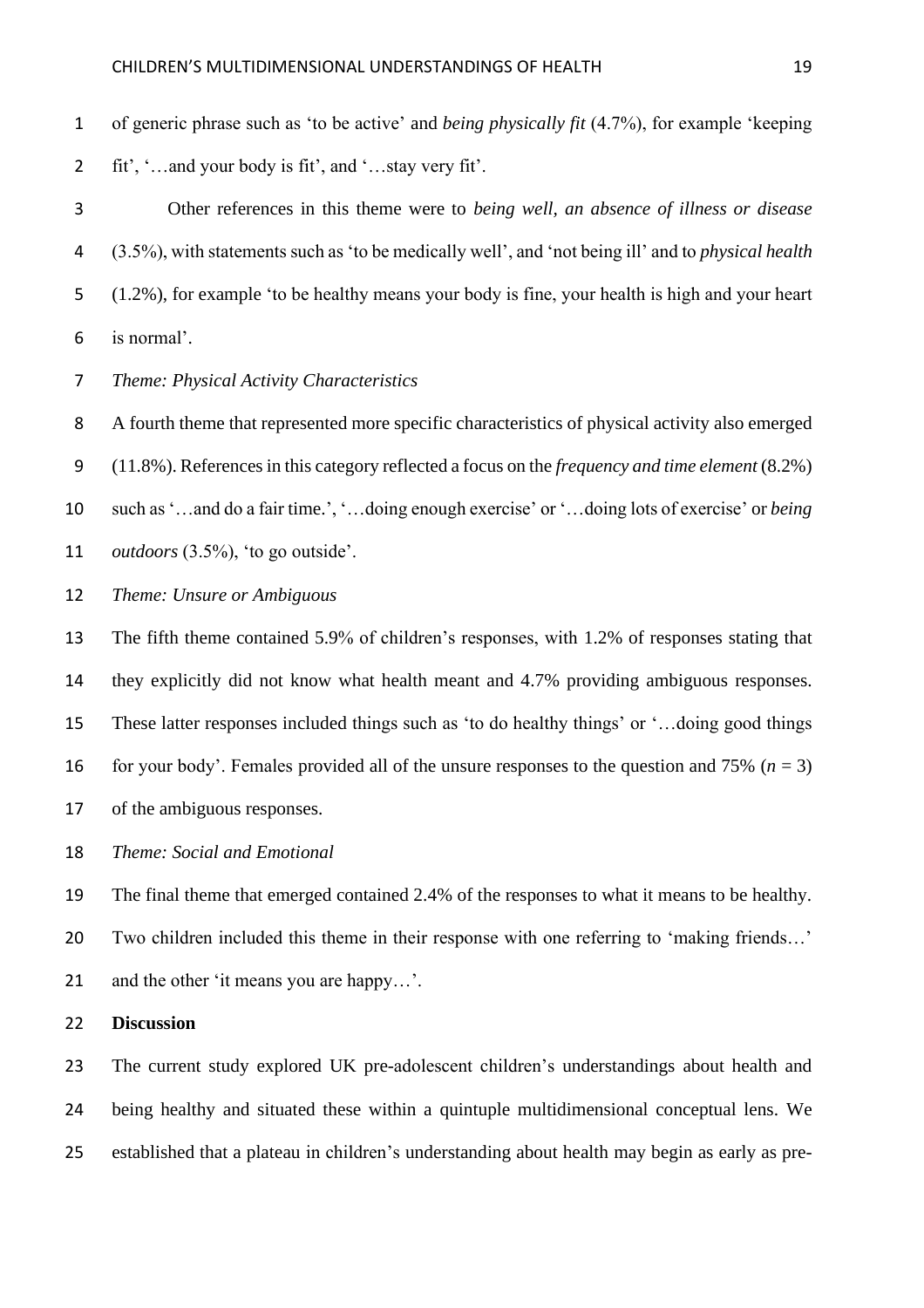of generic phrase such as 'to be active' and *being physically fit* (4.7%), for example 'keeping fit', '…and your body is fit', and '…stay very fit'.

Other references in this theme were to *being well, an absence of illness or disease* (3.5%), with statements such as 'to be medically well', and 'not being ill' and to *physical health* (1.2%), for example 'to be healthy means your body is fine, your health is high and your heart is normal'.

*Theme: Physical Activity Characteristics*

A fourth theme that represented more specific characteristics of physical activity also emerged (11.8%). References in this category reflected a focus on the *frequency and time element* (8.2%) such as '…and do a fair time.', '…doing enough exercise' or '…doing lots of exercise' or *being outdoors* (3.5%), 'to go outside'.

*Theme: Unsure or Ambiguous*

The fifth theme contained 5.9% of children's responses, with 1.2% of responses stating that they explicitly did not know what health meant and 4.7% providing ambiguous responses. These latter responses included things such as 'to do healthy things' or '…doing good things for your body'. Females provided all of the unsure responses to the question and 75% ($n$ = 3) of the ambiguous responses.

*Theme: Social and Emotional*

The final theme that emerged contained 2.4% of the responses to what it means to be healthy. Two children included this theme in their response with one referring to 'making friends…' and the other 'it means you are happy…'.

**Discussion**

The current study explored UK pre-adolescent children's understandings about health and being healthy and situated these within a quintuple multidimensional conceptual lens. We established that a plateau in children's understanding about health may begin as early as pre-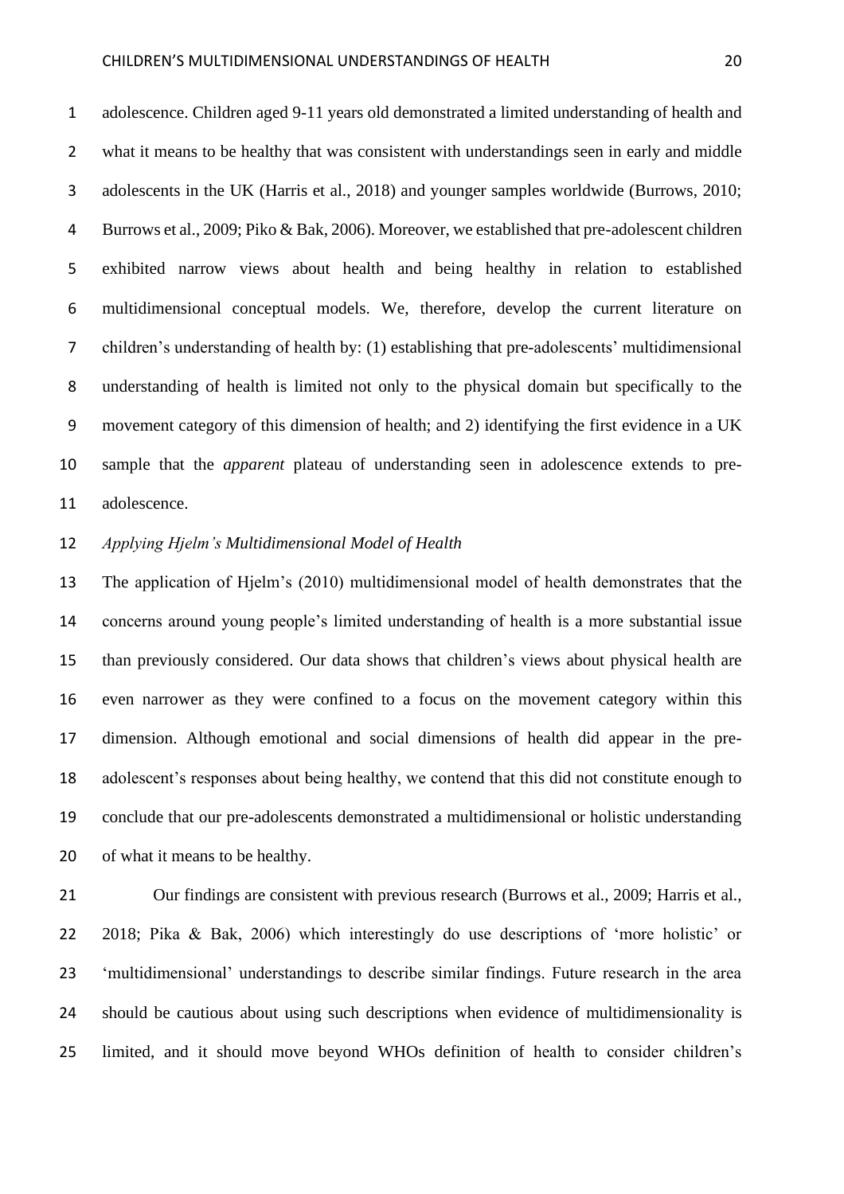adolescence. Children aged 9-11 years old demonstrated a limited understanding of health and what it means to be healthy that was consistent with understandings seen in early and middle adolescents in the UK (Harris et al., 2018) and younger samples worldwide (Burrows, 2010; Burrows et al., 2009; Piko & Bak, 2006). Moreover, we established that pre-adolescent children exhibited narrow views about health and being healthy in relation to established multidimensional conceptual models. We, therefore, develop the current literature on children's understanding of health by: (1) establishing that pre-adolescents' multidimensional understanding of health is limited not only to the physical domain but specifically to the movement category of this dimension of health; and 2) identifying the first evidence in a UK sample that the *apparent* plateau of understanding seen in adolescence extends to pre-adolescence.

*Applying Hjelm's Multidimensional Model of Health*

The application of Hjelm's (2010) multidimensional model of health demonstrates that the concerns around young people's limited understanding of health is a more substantial issue than previously considered. Our data shows that children's views about physical health are even narrower as they were confined to a focus on the movement category within this dimension. Although emotional and social dimensions of health did appear in the pre-adolescent's responses about being healthy, we contend that this did not constitute enough to conclude that our pre-adolescents demonstrated a multidimensional or holistic understanding of what it means to be healthy.

Our findings are consistent with previous research (Burrows et al., 2009; Harris et al., 2018; Pika & Bak, 2006) which interestingly do use descriptions of 'more holistic' or 'multidimensional' understandings to describe similar findings. Future research in the area should be cautious about using such descriptions when evidence of multidimensionality is limited, and it should move beyond WHOs definition of health to consider children's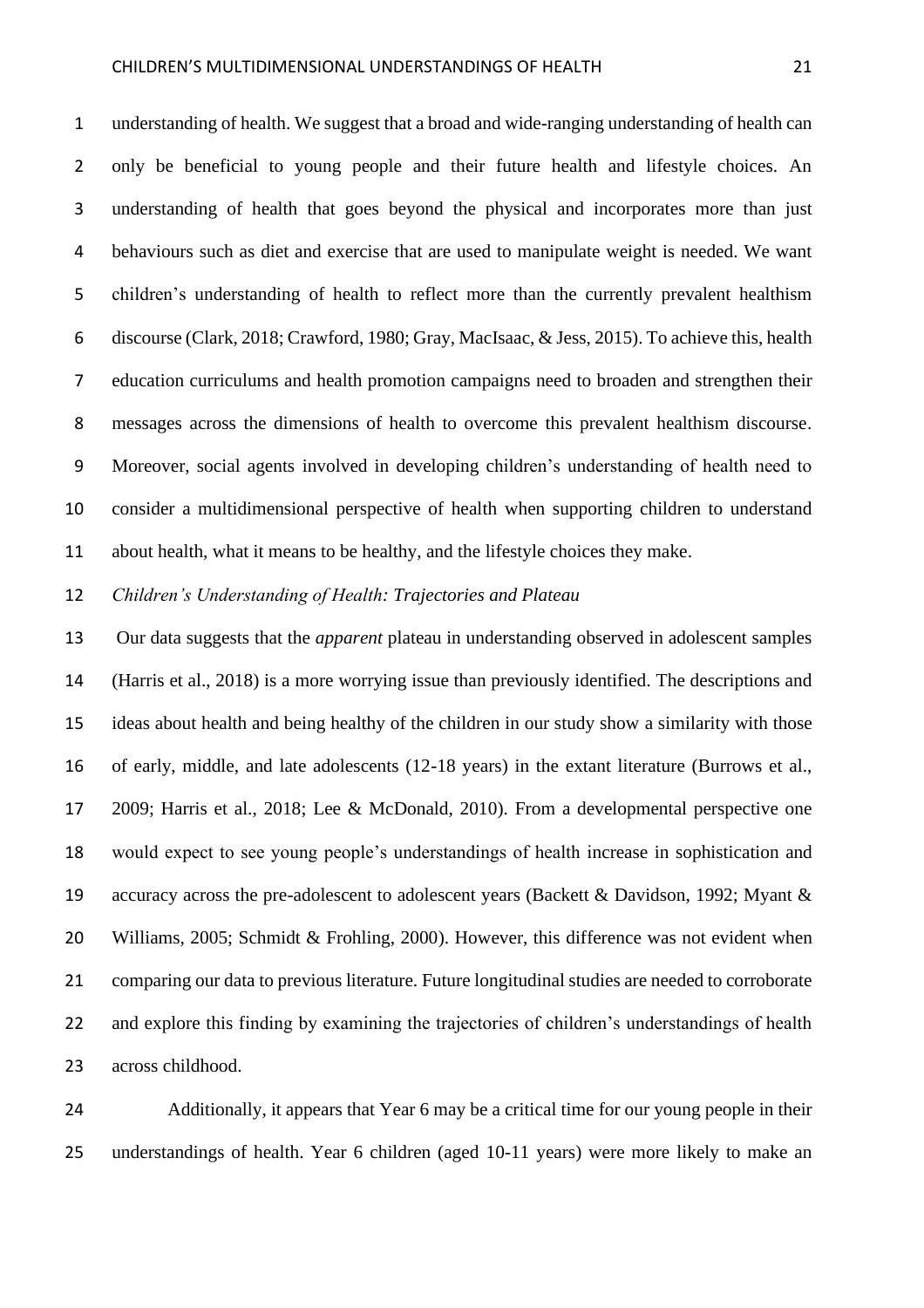understanding of health. We suggest that a broad and wide-ranging understanding of health can only be beneficial to young people and their future health and lifestyle choices. An understanding of health that goes beyond the physical and incorporates more than just behaviours such as diet and exercise that are used to manipulate weight is needed. We want children's understanding of health to reflect more than the currently prevalent healthism discourse (Clark, 2018; Crawford, 1980; Gray, MacIsaac, & Jess, 2015). To achieve this, health education curriculums and health promotion campaigns need to broaden and strengthen their messages across the dimensions of health to overcome this prevalent healthism discourse. Moreover, social agents involved in developing children's understanding of health need to consider a multidimensional perspective of health when supporting children to understand about health, what it means to be healthy, and the lifestyle choices they make.

### *Children's Understanding of Health: Trajectories and Plateau*

Our data suggests that the *apparent* plateau in understanding observed in adolescent samples (Harris et al., 2018) is a more worrying issue than previously identified. The descriptions and ideas about health and being healthy of the children in our study show a similarity with those of early, middle, and late adolescents (12-18 years) in the extant literature (Burrows et al., 2009; Harris et al., 2018; Lee & McDonald, 2010). From a developmental perspective one would expect to see young people's understandings of health increase in sophistication and accuracy across the pre-adolescent to adolescent years (Backett & Davidson, 1992; Myant & Williams, 2005; Schmidt & Frohling, 2000). However, this difference was not evident when comparing our data to previous literature. Future longitudinal studies are needed to corroborate and explore this finding by examining the trajectories of children's understandings of health across childhood.

Additionally, it appears that Year 6 may be a critical time for our young people in their understandings of health. Year 6 children (aged 10-11 years) were more likely to make an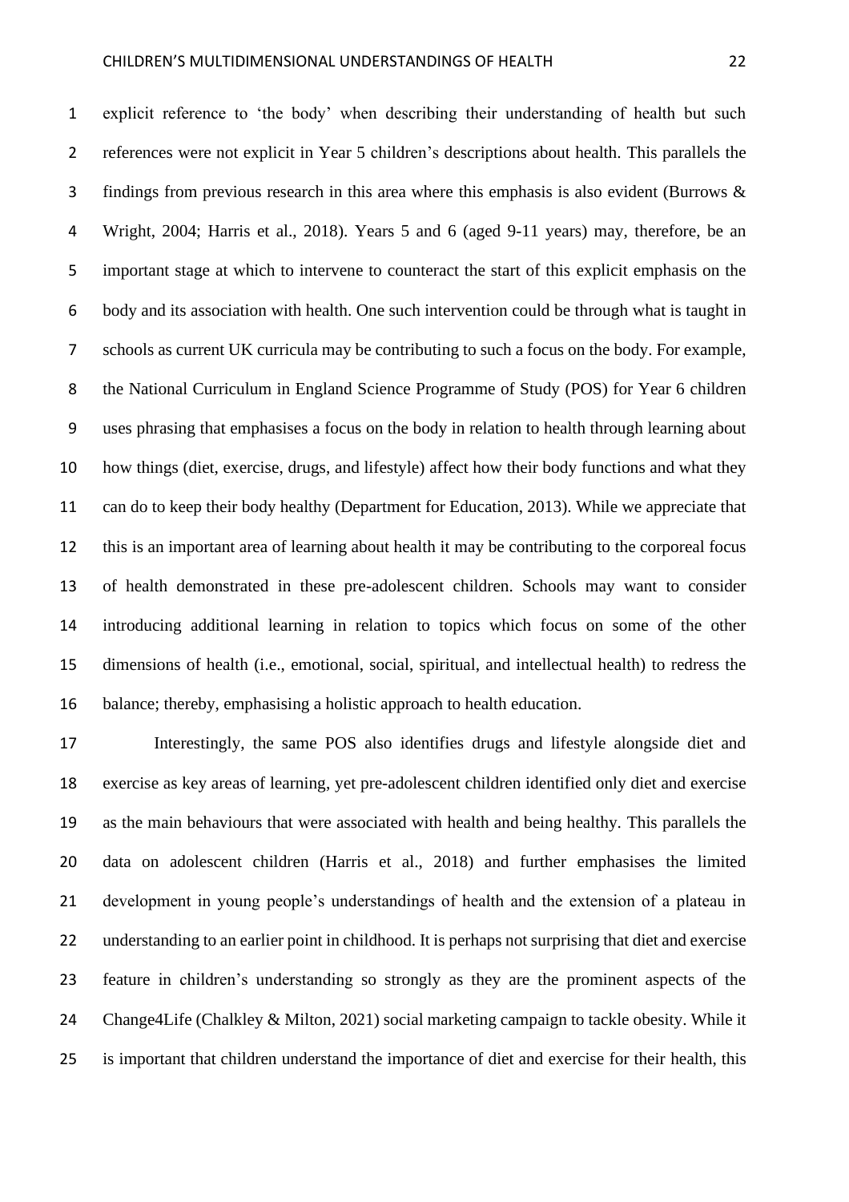explicit reference to 'the body' when describing their understanding of health but such references were not explicit in Year 5 children's descriptions about health. This parallels the findings from previous research in this area where this emphasis is also evident (Burrows & Wright, 2004; Harris et al., 2018). Years 5 and 6 (aged 9-11 years) may, therefore, be an important stage at which to intervene to counteract the start of this explicit emphasis on the body and its association with health. One such intervention could be through what is taught in schools as current UK curricula may be contributing to such a focus on the body. For example, the National Curriculum in England Science Programme of Study (POS) for Year 6 children uses phrasing that emphasises a focus on the body in relation to health through learning about how things (diet, exercise, drugs, and lifestyle) affect how their body functions and what they can do to keep their body healthy (Department for Education, 2013). While we appreciate that this is an important area of learning about health it may be contributing to the corporeal focus of health demonstrated in these pre-adolescent children. Schools may want to consider introducing additional learning in relation to topics which focus on some of the other dimensions of health (i.e., emotional, social, spiritual, and intellectual health) to redress the balance; thereby, emphasising a holistic approach to health education.

Interestingly, the same POS also identifies drugs and lifestyle alongside diet and exercise as key areas of learning, yet pre-adolescent children identified only diet and exercise as the main behaviours that were associated with health and being healthy. This parallels the data on adolescent children (Harris et al., 2018) and further emphasises the limited development in young people's understandings of health and the extension of a plateau in understanding to an earlier point in childhood. It is perhaps not surprising that diet and exercise feature in children's understanding so strongly as they are the prominent aspects of the Change4Life (Chalkley & Milton, 2021) social marketing campaign to tackle obesity. While it is important that children understand the importance of diet and exercise for their health, this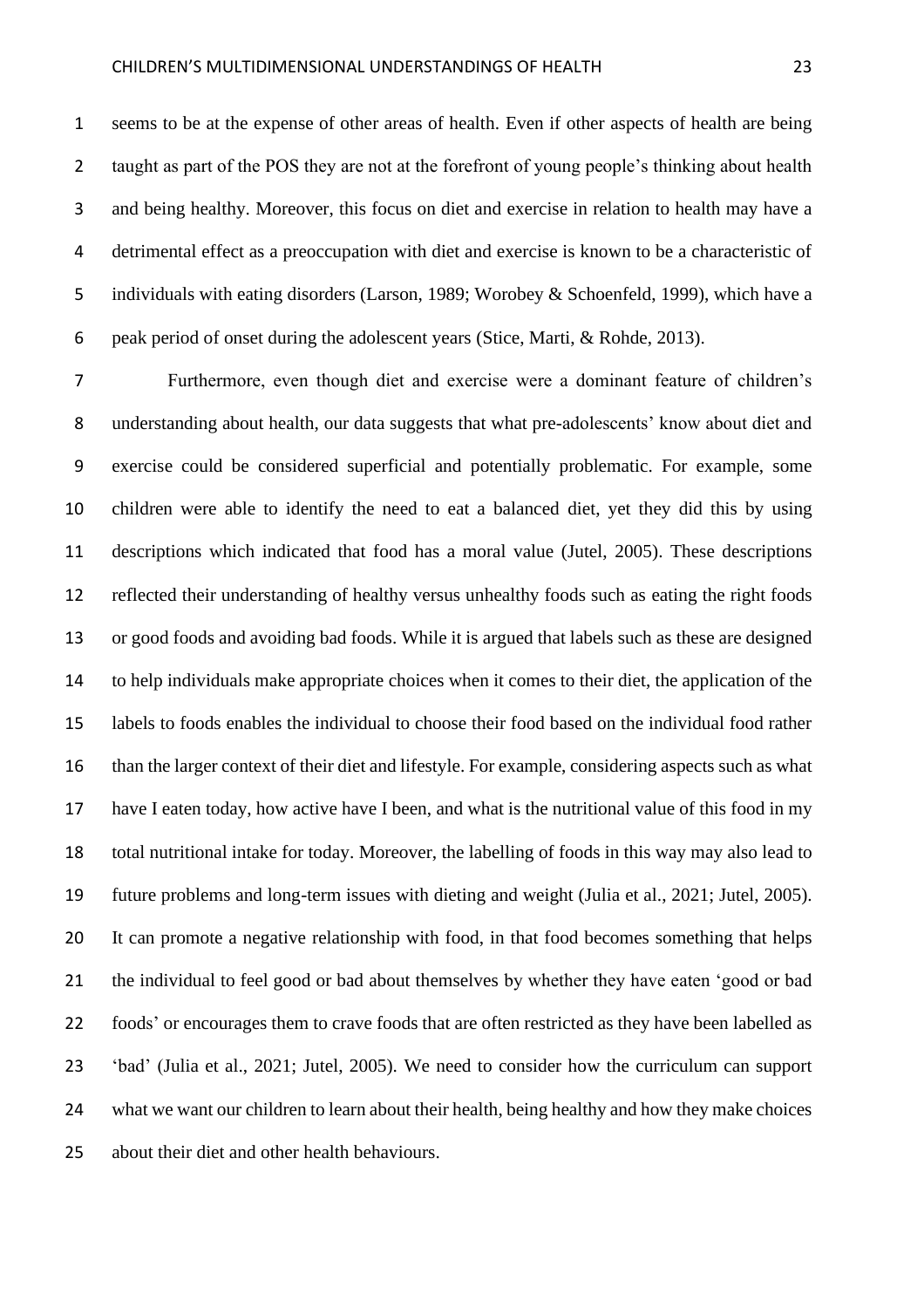seems to be at the expense of other areas of health. Even if other aspects of health are being taught as part of the POS they are not at the forefront of young people's thinking about health and being healthy. Moreover, this focus on diet and exercise in relation to health may have a detrimental effect as a preoccupation with diet and exercise is known to be a characteristic of individuals with eating disorders (Larson, 1989; Worobey & Schoenfeld, 1999), which have a peak period of onset during the adolescent years (Stice, Marti, & Rohde, 2013).

Furthermore, even though diet and exercise were a dominant feature of children's understanding about health, our data suggests that what pre-adolescents' know about diet and exercise could be considered superficial and potentially problematic. For example, some children were able to identify the need to eat a balanced diet, yet they did this by using descriptions which indicated that food has a moral value (Jutel, 2005). These descriptions reflected their understanding of healthy versus unhealthy foods such as eating the right foods or good foods and avoiding bad foods. While it is argued that labels such as these are designed to help individuals make appropriate choices when it comes to their diet, the application of the labels to foods enables the individual to choose their food based on the individual food rather than the larger context of their diet and lifestyle. For example, considering aspects such as what have I eaten today, how active have I been, and what is the nutritional value of this food in my total nutritional intake for today. Moreover, the labelling of foods in this way may also lead to future problems and long-term issues with dieting and weight (Julia et al., 2021; Jutel, 2005). It can promote a negative relationship with food, in that food becomes something that helps the individual to feel good or bad about themselves by whether they have eaten 'good or bad foods' or encourages them to crave foods that are often restricted as they have been labelled as 'bad' (Julia et al., 2021; Jutel, 2005). We need to consider how the curriculum can support what we want our children to learn about their health, being healthy and how they make choices about their diet and other health behaviours.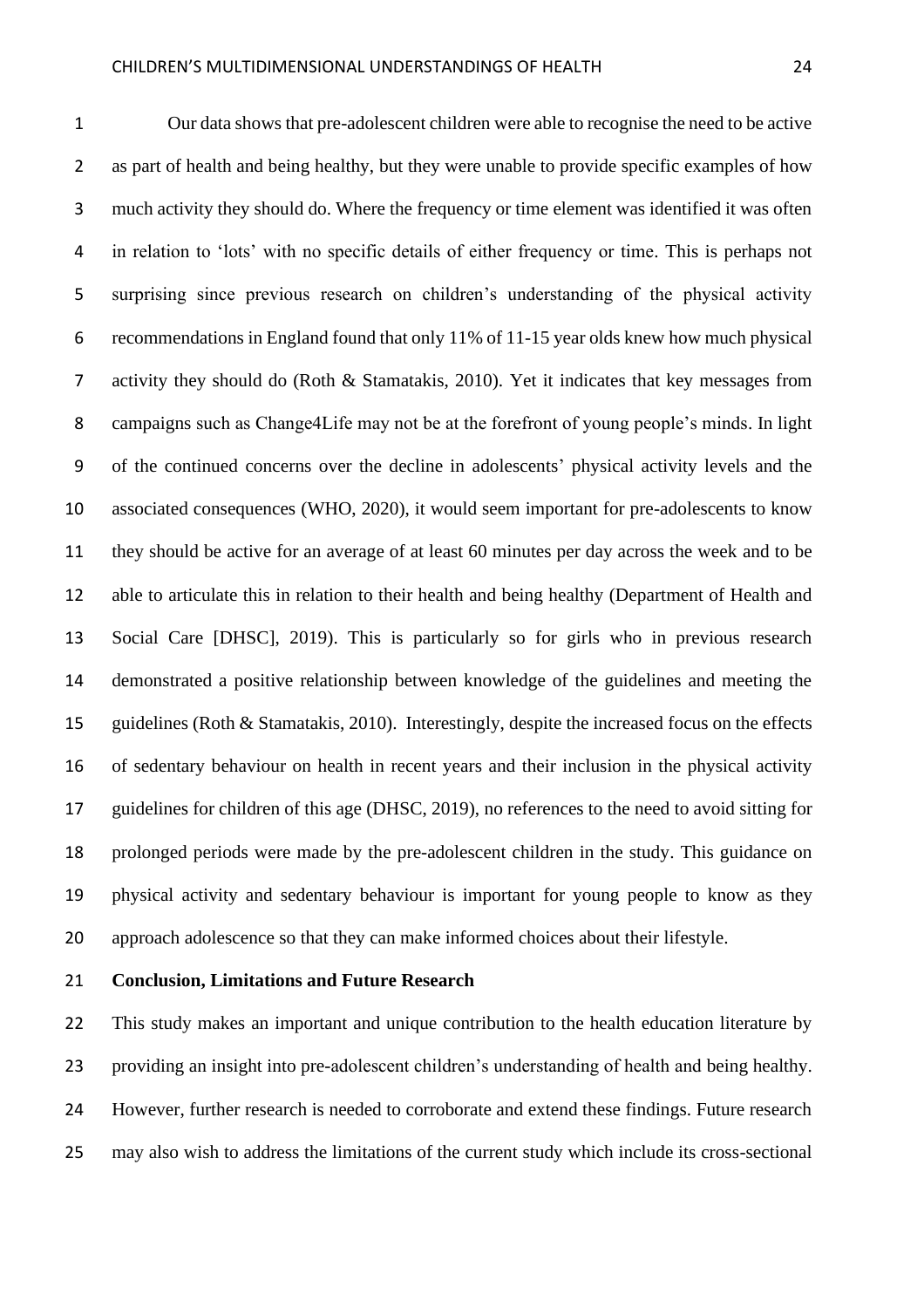Our data shows that pre-adolescent children were able to recognise the need to be active as part of health and being healthy, but they were unable to provide specific examples of how much activity they should do. Where the frequency or time element was identified it was often in relation to 'lots' with no specific details of either frequency or time. This is perhaps not surprising since previous research on children's understanding of the physical activity recommendations in England found that only 11% of 11-15 year olds knew how much physical activity they should do (Roth & Stamatakis, 2010). Yet it indicates that key messages from campaigns such as Change4Life may not be at the forefront of young people's minds. In light of the continued concerns over the decline in adolescents' physical activity levels and the associated consequences (WHO, 2020), it would seem important for pre-adolescents to know they should be active for an average of at least 60 minutes per day across the week and to be able to articulate this in relation to their health and being healthy (Department of Health and Social Care [DHSC], 2019). This is particularly so for girls who in previous research demonstrated a positive relationship between knowledge of the guidelines and meeting the guidelines (Roth & Stamatakis, 2010). Interestingly, despite the increased focus on the effects of sedentary behaviour on health in recent years and their inclusion in the physical activity guidelines for children of this age (DHSC, 2019), no references to the need to avoid sitting for prolonged periods were made by the pre-adolescent children in the study. This guidance on physical activity and sedentary behaviour is important for young people to know as they approach adolescence so that they can make informed choices about their lifestyle.

## Conclusion, Limitations and Future Research

This study makes an important and unique contribution to the health education literature by providing an insight into pre-adolescent children's understanding of health and being healthy. However, further research is needed to corroborate and extend these findings. Future research may also wish to address the limitations of the current study which include its cross-sectional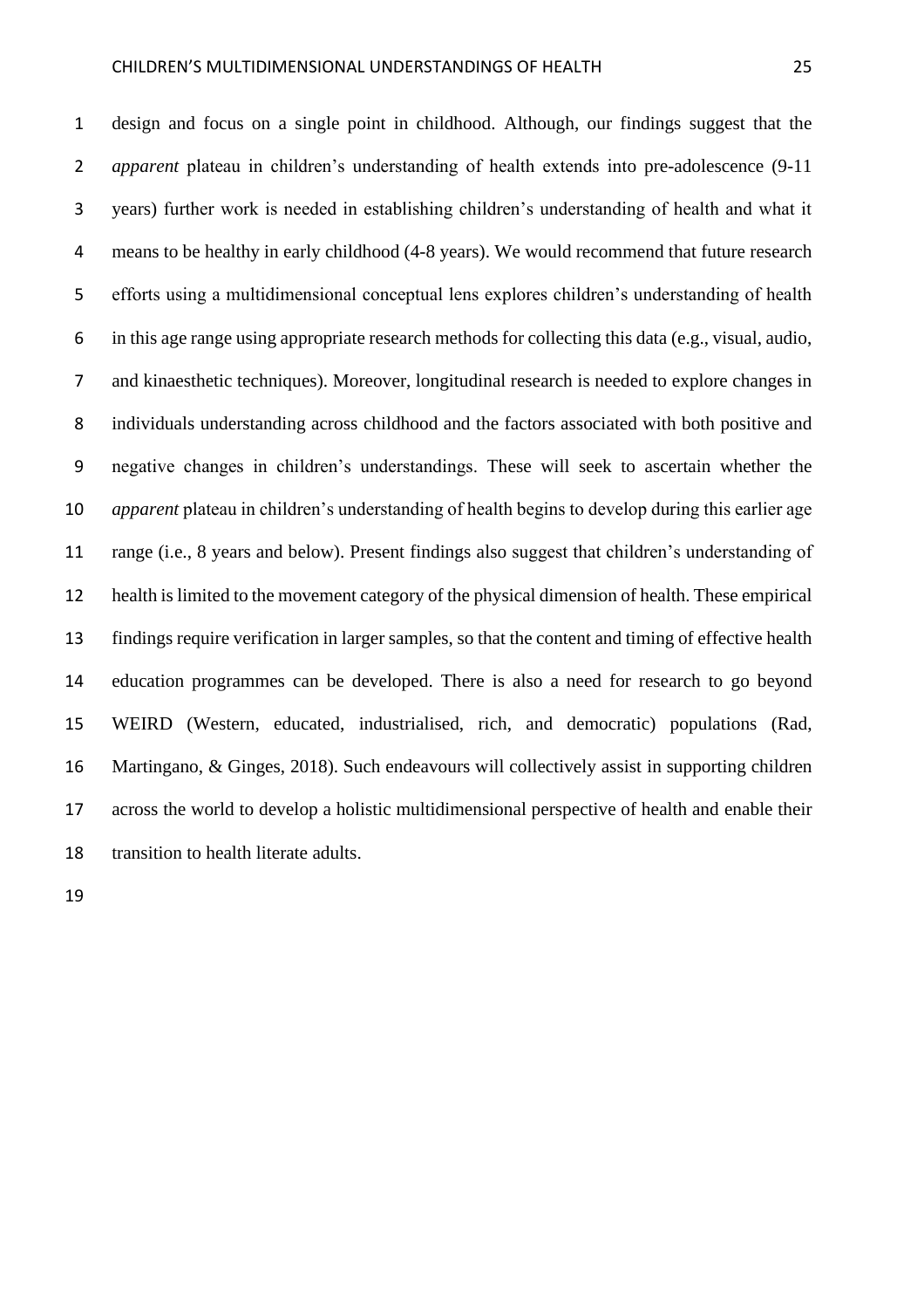design and focus on a single point in childhood. Although, our findings suggest that the *apparent* plateau in children's understanding of health extends into pre-adolescence (9-11 years) further work is needed in establishing children's understanding of health and what it means to be healthy in early childhood (4-8 years). We would recommend that future research efforts using a multidimensional conceptual lens explores children's understanding of health in this age range using appropriate research methods for collecting this data (e.g., visual, audio, and kinaesthetic techniques). Moreover, longitudinal research is needed to explore changes in individuals understanding across childhood and the factors associated with both positive and negative changes in children's understandings. These will seek to ascertain whether the *apparent* plateau in children's understanding of health begins to develop during this earlier age range (i.e., 8 years and below). Present findings also suggest that children's understanding of health is limited to the movement category of the physical dimension of health. These empirical findings require verification in larger samples, so that the content and timing of effective health education programmes can be developed. There is also a need for research to go beyond WEIRD (Western, educated, industrialised, rich, and democratic) populations (Rad, Martingano, & Ginges, 2018). Such endeavours will collectively assist in supporting children across the world to develop a holistic multidimensional perspective of health and enable their transition to health literate adults.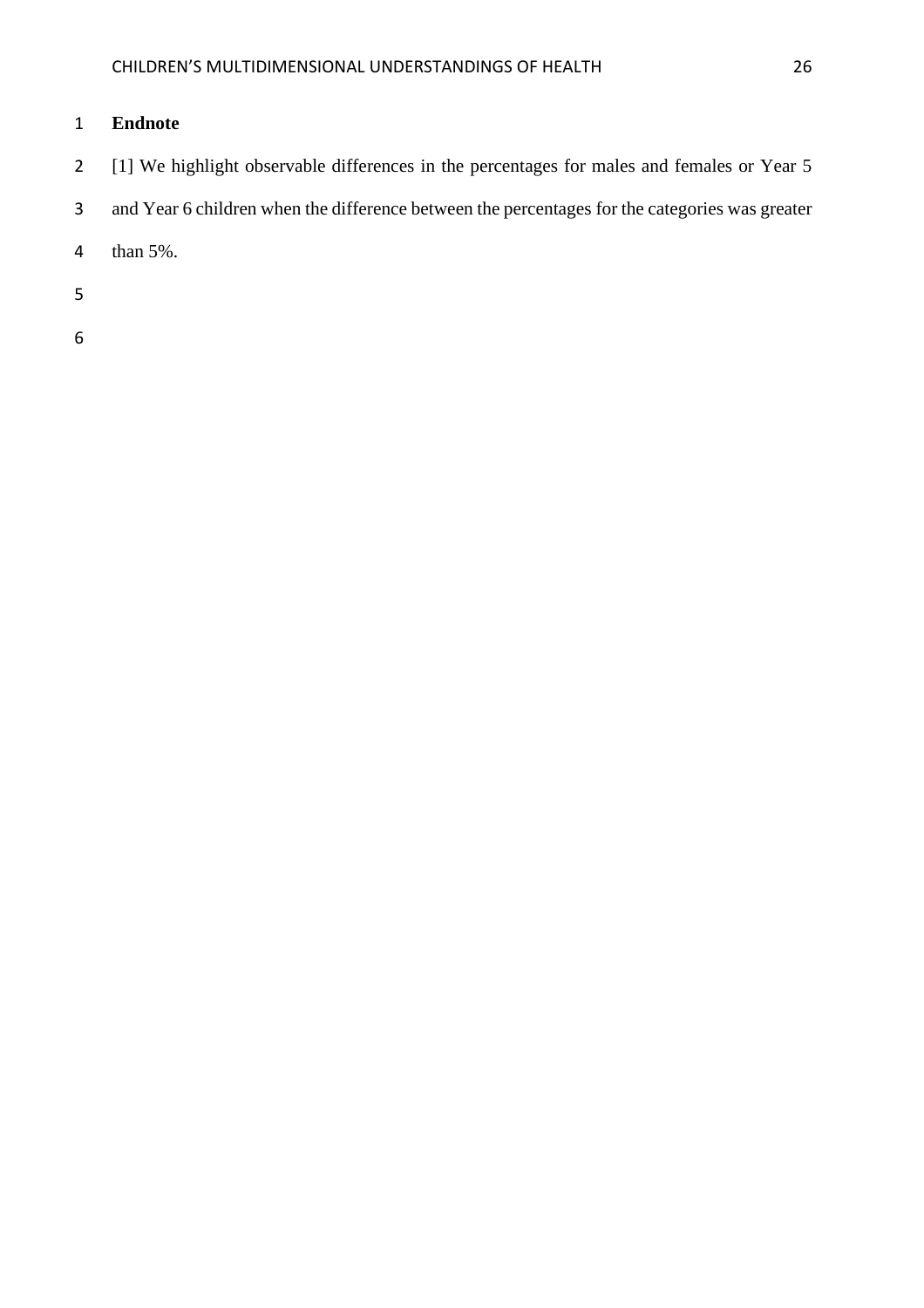## Endnote

[1] We highlight observable differences in the percentages for males and females or Year 5 and Year 6 children when the difference between the percentages for the categories was greater than 5%.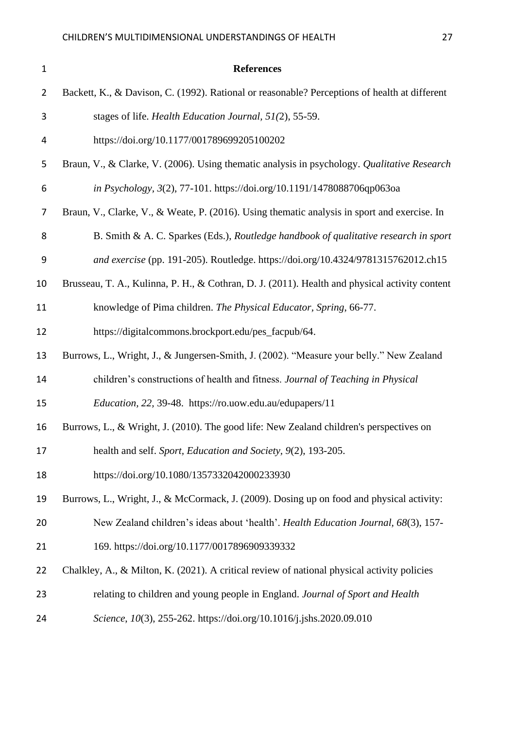# References

Backett, K., & Davison, C. (1992). Rational or reasonable? Perceptions of health at different stages of life. *Health Education Journal, 51(*2), 55-59. https://doi.org/10.1177/001789699205100202

Braun, V., & Clarke, V. (2006). Using thematic analysis in psychology. *Qualitative Research in Psychology, 3*(2), 77-101. https://doi.org/10.1191/1478088706qp063oa

Braun, V., Clarke, V., & Weate, P. (2016). Using thematic analysis in sport and exercise. In B. Smith & A. C. Sparkes (Eds.), *Routledge handbook of qualitative research in sport and exercise* (pp. 191-205). Routledge. https://doi.org/10.4324/9781315762012.ch15

Brusseau, T. A., Kulinna, P. H., & Cothran, D. J. (2011). Health and physical activity content knowledge of Pima children. *The Physical Educator, Spring*, 66-77. https://digitalcommons.brockport.edu/pes_facpub/64.

Burrows, L., Wright, J., & Jungersen-Smith, J. (2002). "Measure your belly." New Zealand children's constructions of health and fitness. *Journal of Teaching in Physical Education, 22,* 39-48. https://ro.uow.edu.au/edupapers/11

Burrows, L., & Wright, J. (2010). The good life: New Zealand children's perspectives on health and self. *Sport, Education and Society*, *9*(2), 193-205. https://doi.org/10.1080/1357332042000233930

Burrows, L., Wright, J., & McCormack, J. (2009). Dosing up on food and physical activity: New Zealand children's ideas about 'health'. *Health Education Journal, 68*(3), 157-169. https://doi.org/10.1177/0017896909339332

Chalkley, A., & Milton, K. (2021). A critical review of national physical activity policies relating to children and young people in England. *Journal of Sport and Health Science, 10*(3), 255-262. https://doi.org/10.1016/j.jshs.2020.09.010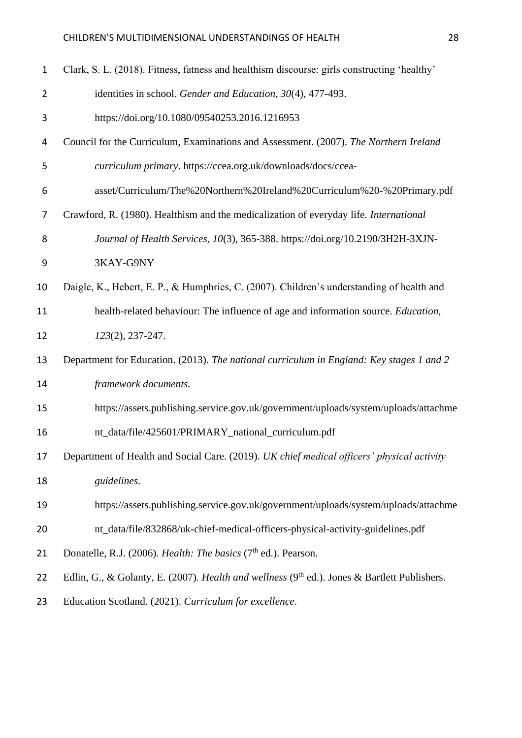Clark, S. L. (2018). Fitness, fatness and healthism discourse: girls constructing 'healthy' identities in school. *Gender and Education, 30*(4), 477-493. https://doi.org/10.1080/09540253.2016.1216953

Council for the Curriculum, Examinations and Assessment. (2007). *The Northern Ireland curriculum primary*. https://ccea.org.uk/downloads/docs/ccea-asset/Curriculum/The%20Northern%20Ireland%20Curriculum%20-%20Primary.pdf

Crawford, R. (1980). Healthism and the medicalization of everyday life. *International Journal of Health Services, 10*(3), 365-388. https://doi.org/10.2190/3H2H-3XJN-3KAY-G9NY

Daigle, K., Hebert, E. P., & Humphries, C. (2007). Children's understanding of health and health-related behaviour: The influence of age and information source. *Education, 123*(2), 237-247.

Department for Education. (2013). *The national curriculum in England: Key stages 1 and 2 framework documents.* https://assets.publishing.service.gov.uk/government/uploads/system/uploads/attachment_data/file/425601/PRIMARY_national_curriculum.pdf

Department of Health and Social Care. (2019). *UK chief medical officers' physical activity guidelines.* https://assets.publishing.service.gov.uk/government/uploads/system/uploads/attachment_data/file/832868/uk-chief-medical-officers-physical-activity-guidelines.pdf

Donatelle, R.J. (2006). *Health: The basics* (7th ed.). Pearson.

Edlin, G., & Golanty, E. (2007). *Health and wellness* (9th ed.). Jones & Bartlett Publishers.

Education Scotland. (2021). *Curriculum for excellence*.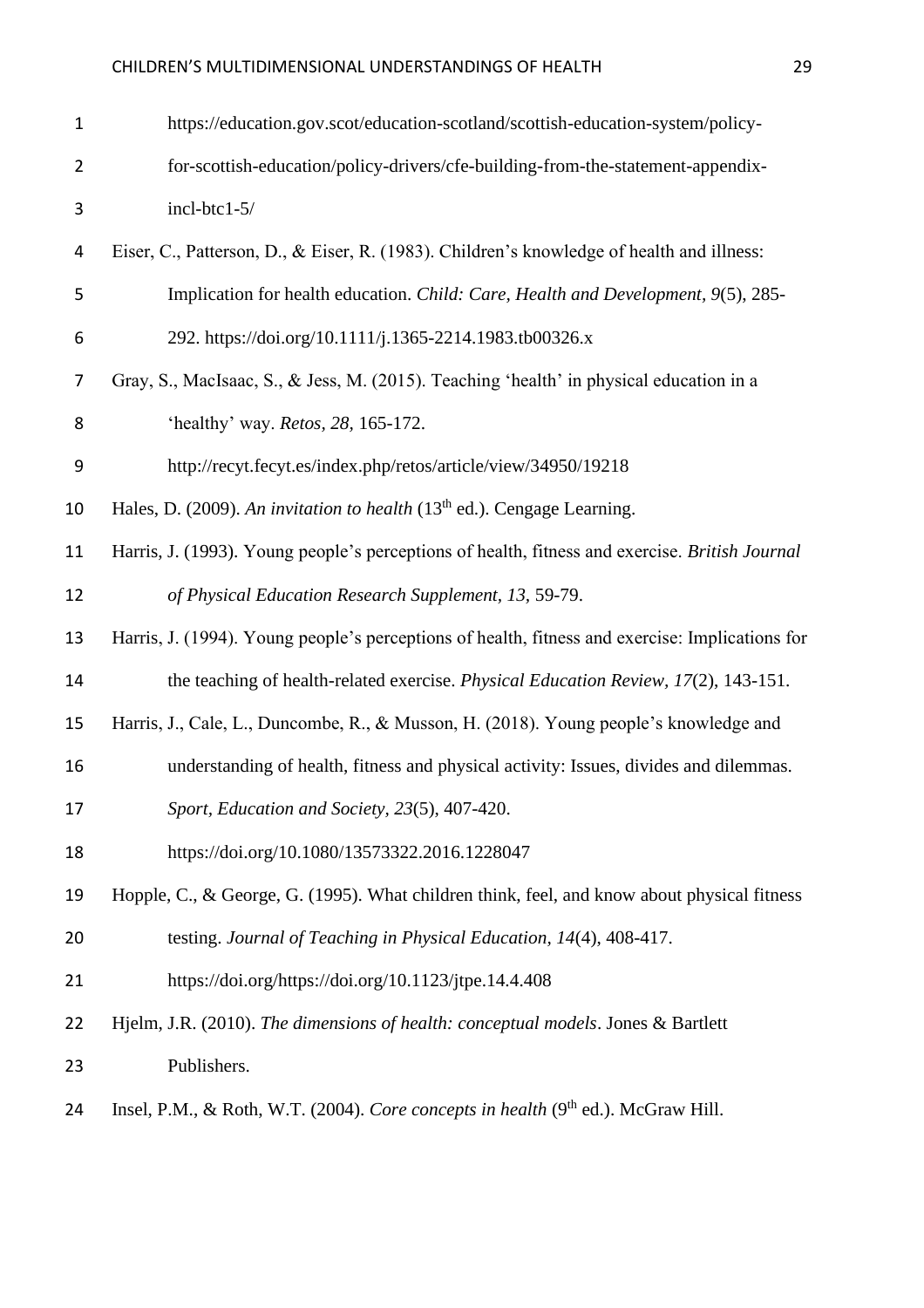https://education.gov.scot/education-scotland/scottish-education-system/policy-for-scottish-education/policy-drivers/cfe-building-from-the-statement-appendix-incl-btc1-5/

Eiser, C., Patterson, D., & Eiser, R. (1983). Children's knowledge of health and illness: Implication for health education. *Child: Care, Health and Development, 9*(5), 285-292. https://doi.org/10.1111/j.1365-2214.1983.tb00326.x

Gray, S., MacIsaac, S., & Jess, M. (2015). Teaching 'health' in physical education in a 'healthy' way. *Retos, 28*, 165-172. http://recyt.fecyt.es/index.php/retos/article/view/34950/19218

Hales, D. (2009). *An invitation to health* (13th ed.). Cengage Learning.

Harris, J. (1993). Young people's perceptions of health, fitness and exercise. *British Journal of Physical Education Research Supplement, 13,* 59-79.

Harris, J. (1994). Young people's perceptions of health, fitness and exercise: Implications for the teaching of health-related exercise. *Physical Education Review, 17*(2), 143-151.

Harris, J., Cale, L., Duncombe, R., & Musson, H. (2018). Young people's knowledge and understanding of health, fitness and physical activity: Issues, divides and dilemmas. *Sport, Education and Society, 23*(5), 407-420. https://doi.org/10.1080/13573322.2016.1228047

Hopple, C., & George, G. (1995). What children think, feel, and know about physical fitness testing. *Journal of Teaching in Physical Education, 14*(4), 408-417. https://doi.org/https://doi.org/10.1123/jtpe.14.4.408

Hjelm, J.R. (2010). *The dimensions of health: conceptual models*. Jones & Bartlett Publishers.

Insel, P.M., & Roth, W.T. (2004). *Core concepts in health* (9th ed.). McGraw Hill.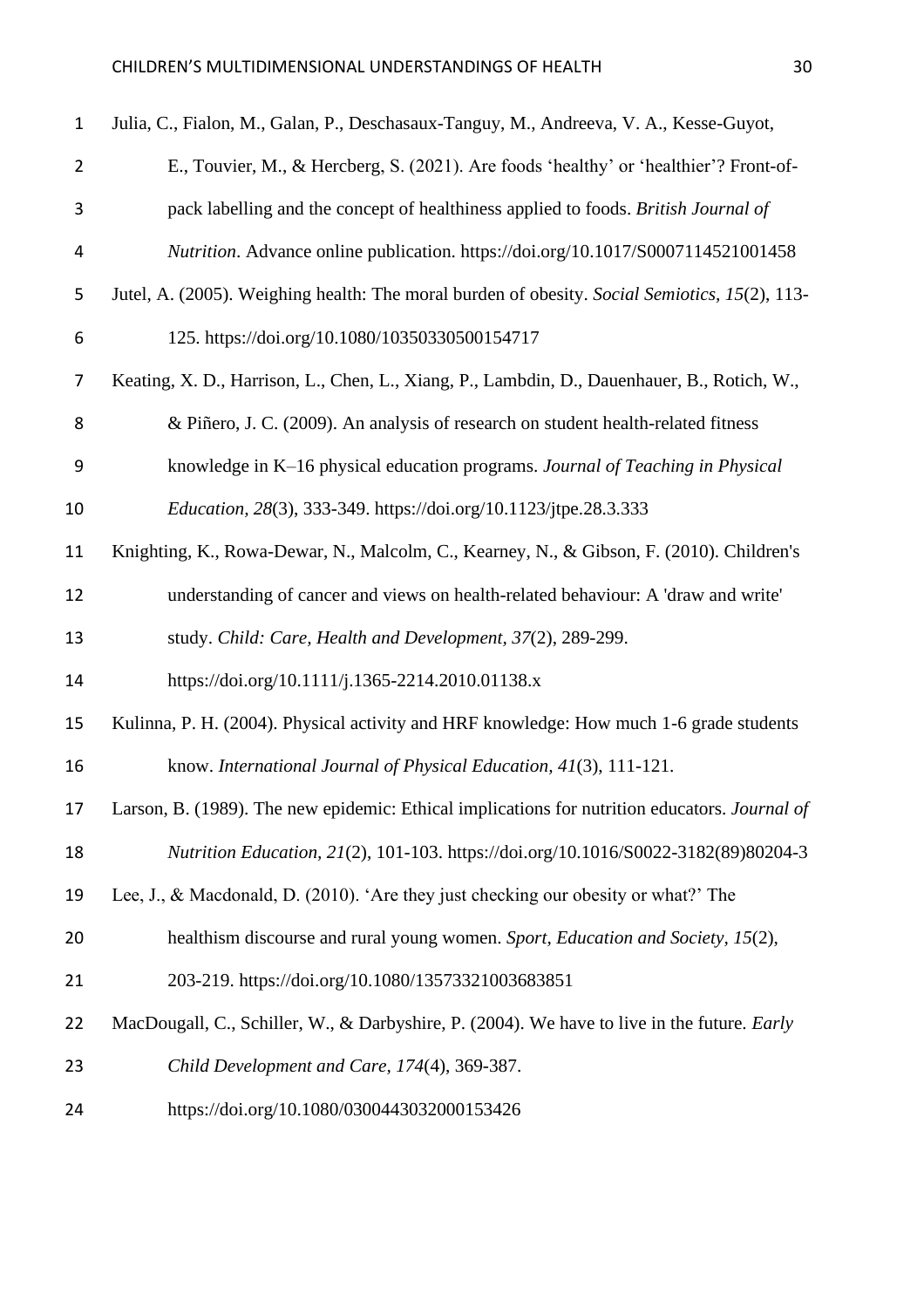Julia, C., Fialon, M., Galan, P., Deschasaux-Tanguy, M., Andreeva, V. A., Kesse-Guyot, E., Touvier, M., & Hercberg, S. (2021). Are foods 'healthy' or 'healthier'? Front-of-pack labelling and the concept of healthiness applied to foods. *British Journal of Nutrition*. Advance online publication. https://doi.org/10.1017/S0007114521001458

Jutel, A. (2005). Weighing health: The moral burden of obesity. *Social Semiotics, 15*(2), 113-125. https://doi.org/10.1080/10350330500154717

Keating, X. D., Harrison, L., Chen, L., Xiang, P., Lambdin, D., Dauenhauer, B., Rotich, W., & Piñero, J. C. (2009). An analysis of research on student health-related fitness knowledge in K–16 physical education programs. *Journal of Teaching in Physical Education, 28*(3), 333-349. https://doi.org/10.1123/jtpe.28.3.333

Knighting, K., Rowa-Dewar, N., Malcolm, C., Kearney, N., & Gibson, F. (2010). Children's understanding of cancer and views on health-related behaviour: A 'draw and write' study. *Child: Care, Health and Development, 37*(2), 289-299. https://doi.org/10.1111/j.1365-2214.2010.01138.x

Kulinna, P. H. (2004). Physical activity and HRF knowledge: How much 1-6 grade students know. *International Journal of Physical Education, 41*(3), 111-121.

Larson, B. (1989). The new epidemic: Ethical implications for nutrition educators. *Journal of Nutrition Education, 21*(2), 101-103. https://doi.org/10.1016/S0022-3182(89)80204-3

Lee, J., & Macdonald, D. (2010). 'Are they just checking our obesity or what?' The healthism discourse and rural young women. *Sport, Education and Society, 15*(2), 203-219. https://doi.org/10.1080/13573321003683851

MacDougall, C., Schiller, W., & Darbyshire, P. (2004). We have to live in the future. *Early Child Development and Care, 174*(4), 369-387. https://doi.org/10.1080/0300443032000153426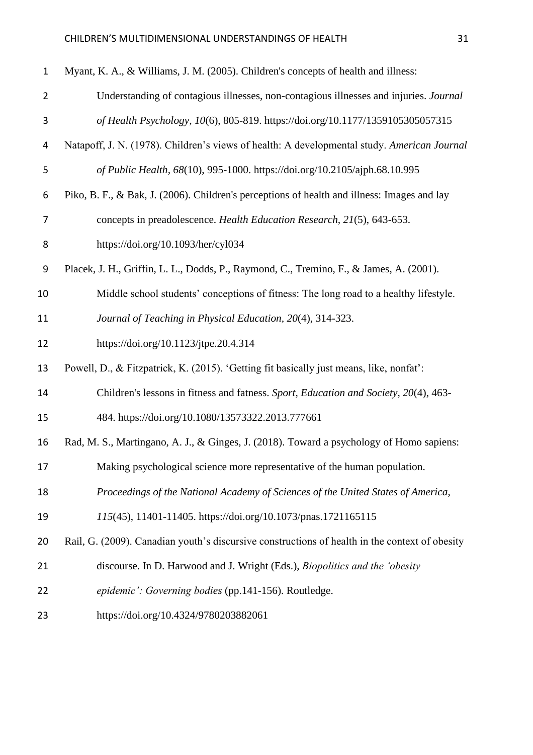Myant, K. A., & Williams, J. M. (2005). Children's concepts of health and illness: Understanding of contagious illnesses, non-contagious illnesses and injuries. *Journal of Health Psychology*, *10*(6), 805-819. https://doi.org/10.1177/1359105305057315

Natapoff, J. N. (1978). Children's views of health: A developmental study. *American Journal of Public Health*, *68*(10), 995-1000. https://doi.org/10.2105/ajph.68.10.995

Piko, B. F., & Bak, J. (2006). Children's perceptions of health and illness: Images and lay concepts in preadolescence. *Health Education Research*, *21*(5), 643-653. https://doi.org/10.1093/her/cyl034

Placek, J. H., Griffin, L. L., Dodds, P., Raymond, C., Tremino, F., & James, A. (2001). Middle school students' conceptions of fitness: The long road to a healthy lifestyle. *Journal of Teaching in Physical Education*, *20*(4), 314-323. https://doi.org/10.1123/jtpe.20.4.314

Powell, D., & Fitzpatrick, K. (2015). 'Getting fit basically just means, like, nonfat': Children's lessons in fitness and fatness. *Sport, Education and Society*, *20*(4), 463-484. https://doi.org/10.1080/13573322.2013.777661

Rad, M. S., Martingano, A. J., & Ginges, J. (2018). Toward a psychology of Homo sapiens: Making psychological science more representative of the human population. *Proceedings of the National Academy of Sciences of the United States of America*, *115*(45), 11401-11405. https://doi.org/10.1073/pnas.1721165115

Rail, G. (2009). Canadian youth's discursive constructions of health in the context of obesity discourse. In D. Harwood and J. Wright (Eds.), *Biopolitics and the 'obesity epidemic': Governing bodies* (pp.141-156). Routledge. https://doi.org/10.4324/9780203882061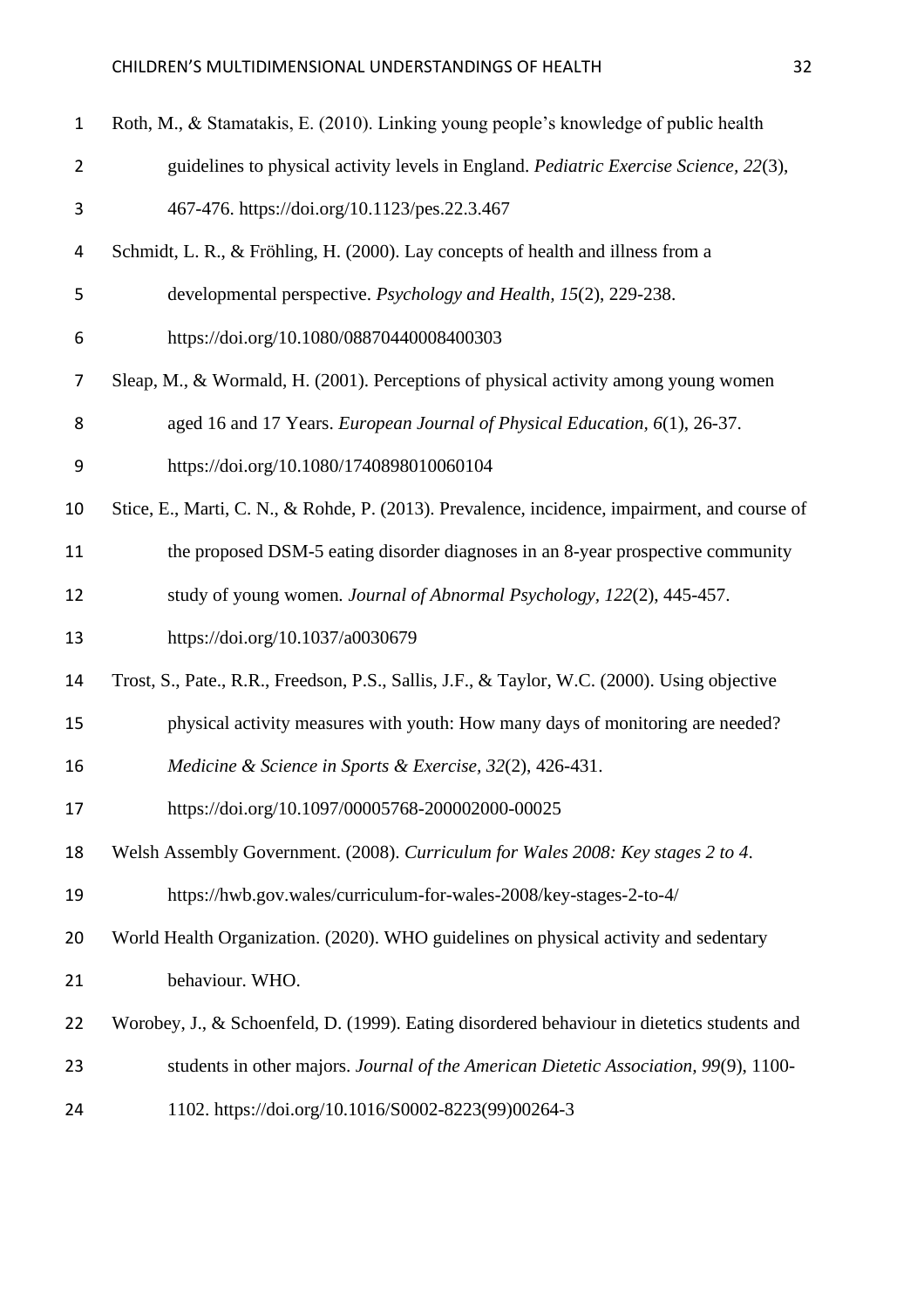Roth, M., & Stamatakis, E. (2010). Linking young people's knowledge of public health guidelines to physical activity levels in England. *Pediatric Exercise Science, 22*(3), 467-476. https://doi.org/10.1123/pes.22.3.467

Schmidt, L. R., & Fröhling, H. (2000). Lay concepts of health and illness from a developmental perspective. *Psychology and Health, 15*(2), 229-238. https://doi.org/10.1080/08870440008400303

Sleap, M., & Wormald, H. (2001). Perceptions of physical activity among young women aged 16 and 17 Years. *European Journal of Physical Education, 6*(1), 26-37. https://doi.org/10.1080/1740898010060104

Stice, E., Marti, C. N., & Rohde, P. (2013). Prevalence, incidence, impairment, and course of the proposed DSM-5 eating disorder diagnoses in an 8-year prospective community study of young women. *Journal of Abnormal Psychology, 122*(2), 445-457. https://doi.org/10.1037/a0030679

Trost, S., Pate., R.R., Freedson, P.S., Sallis, J.F., & Taylor, W.C. (2000). Using objective physical activity measures with youth: How many days of monitoring are needed? *Medicine & Science in Sports & Exercise, 32*(2), 426-431. https://doi.org/10.1097/00005768-200002000-00025

Welsh Assembly Government. (2008). *Curriculum for Wales 2008: Key stages 2 to 4*. https://hwb.gov.wales/curriculum-for-wales-2008/key-stages-2-to-4/

World Health Organization. (2020). WHO guidelines on physical activity and sedentary behaviour. WHO.

Worobey, J., & Schoenfeld, D. (1999). Eating disordered behaviour in dietetics students and students in other majors. *Journal of the American Dietetic Association, 99*(9), 1100-1102. https://doi.org/10.1016/S0002-8223(99)00264-3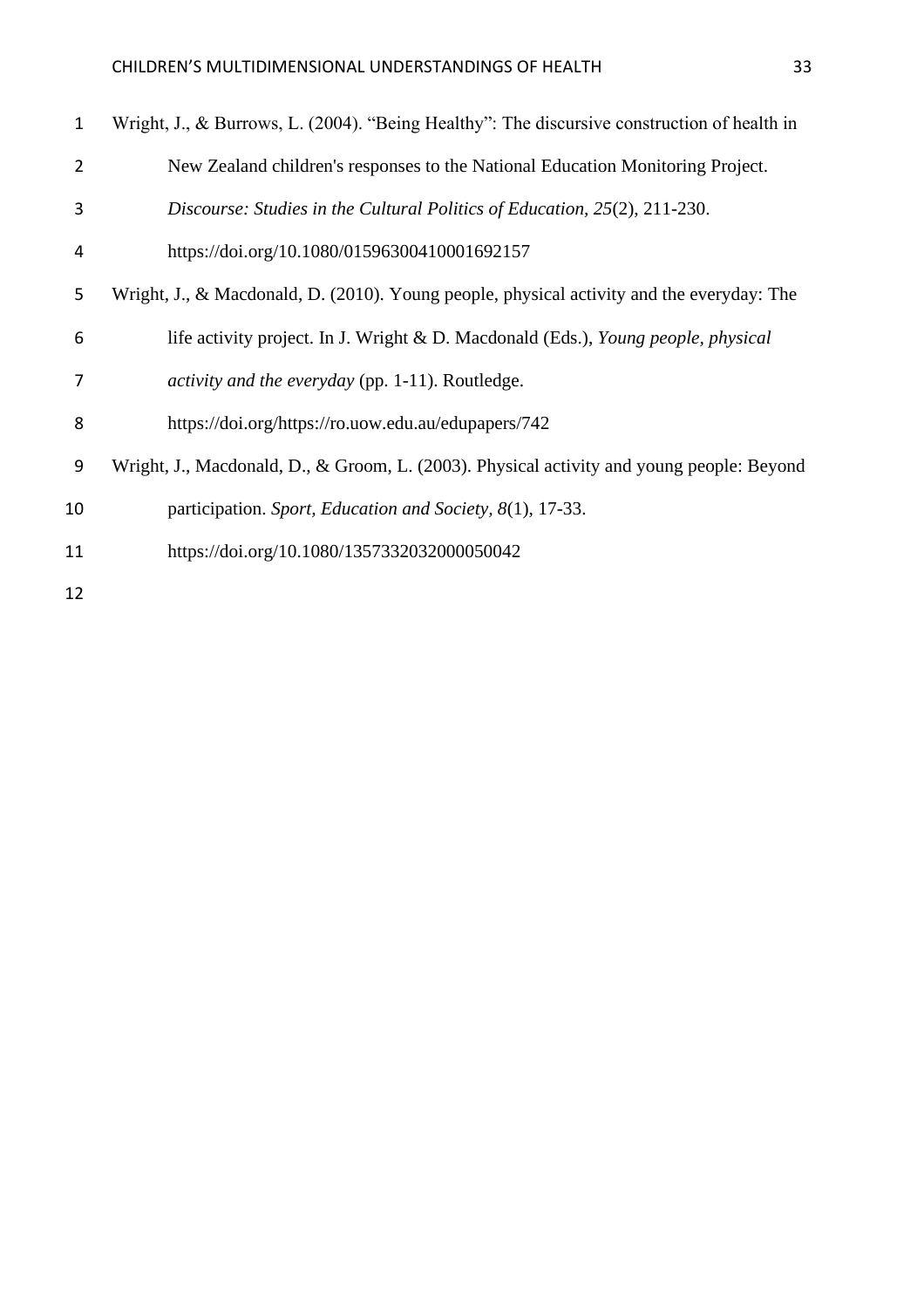Wright, J., & Burrows, L. (2004). "Being Healthy": The discursive construction of health in New Zealand children's responses to the National Education Monitoring Project. *Discourse: Studies in the Cultural Politics of Education, 25*(2), 211-230. https://doi.org/10.1080/01596300410001692157

Wright, J., & Macdonald, D. (2010). Young people, physical activity and the everyday: The life activity project. In J. Wright & D. Macdonald (Eds.), *Young people, physical activity and the everyday* (pp. 1-11). Routledge. https://doi.org/https://ro.uow.edu.au/edupapers/742

Wright, J., Macdonald, D., & Groom, L. (2003). Physical activity and young people: Beyond participation. *Sport, Education and Society, 8*(1), 17-33. https://doi.org/10.1080/1357332032000050042